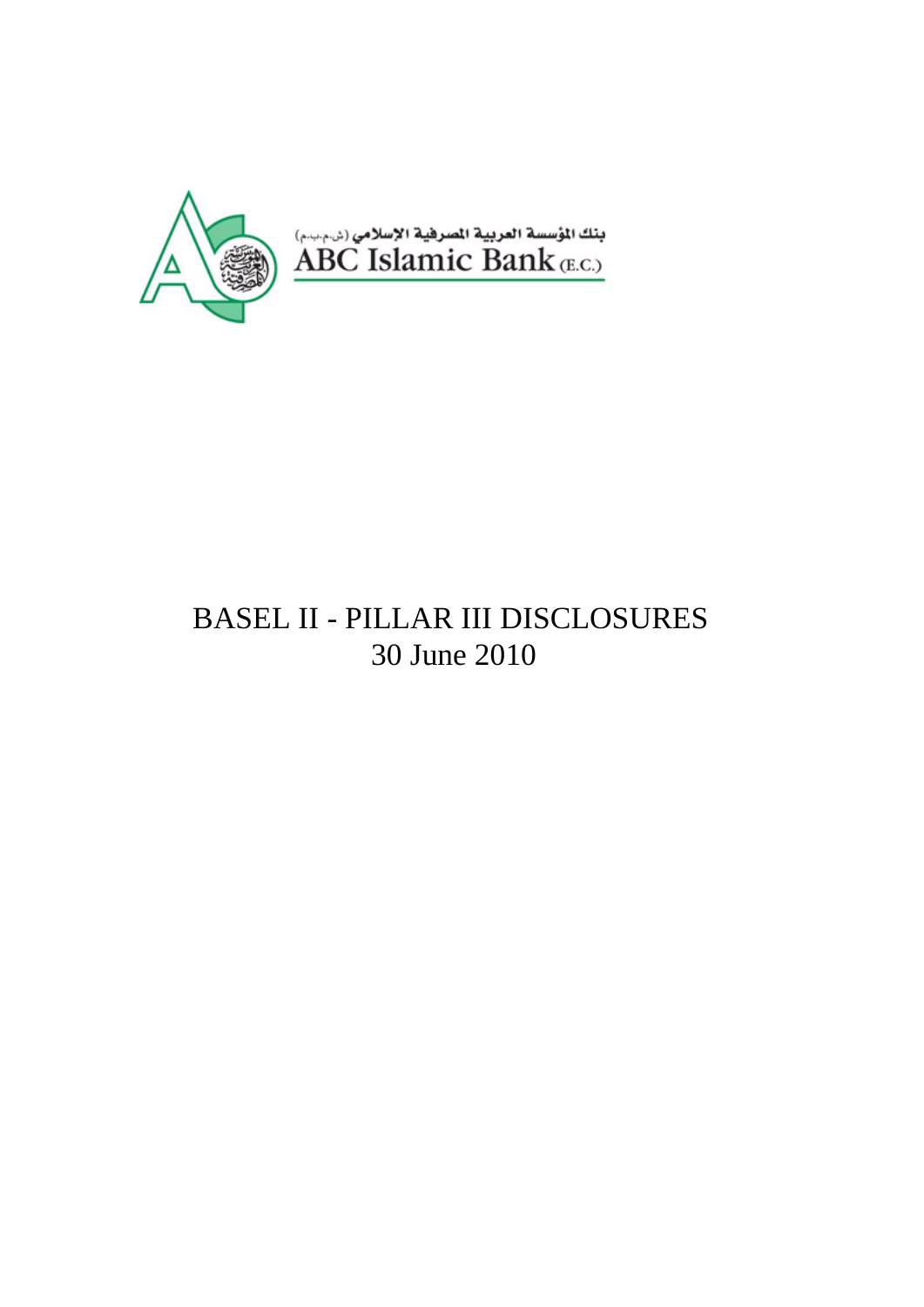بنك المؤسسة العربية المصرفية الإسلامي (ش.م.ب.م)

ABC Islamic Bank (E.C.)

# BASEL II - PILLAR III DISCLOSURES

30 June 2010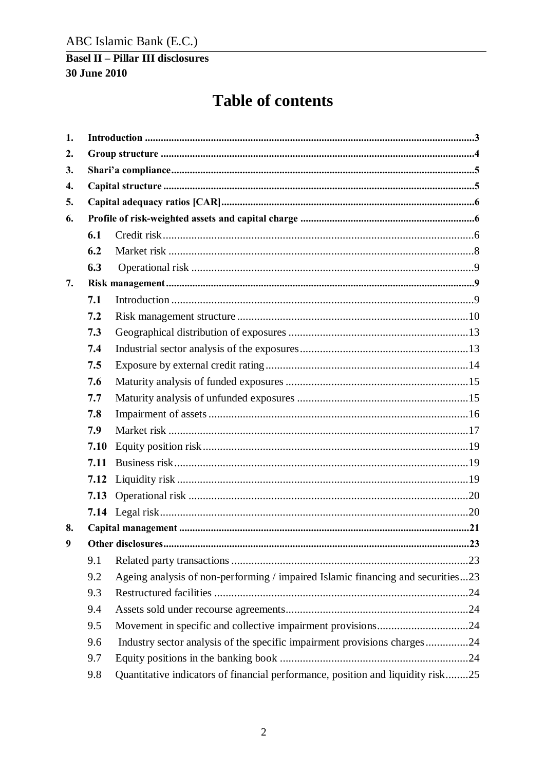ABC Islamic Bank (E.C.)

**Basel II – Pillar III disclosures**
**30 June 2010**

# Table of contents

| | | | |
|---|---|---|---|
| **1.** | **Introduction** | | **3** |
| **2.** | **Group structure** | | **4** |
| **3.** | **Shari'a compliance** | | **5** |
| **4.** | **Capital structure** | | **5** |
| **5.** | **Capital adequacy ratios [CAR]** | | **6** |
| **6.** | **Profile of risk-weighted assets and capital charge** | | **6** |
| | **6.1** | Credit risk | 6 |
| | **6.2** | Market risk | 8 |
| | **6.3** | Operational risk | 9 |
| **7.** | **Risk management** | | **9** |
| | **7.1** | Introduction | 9 |
| | **7.2** | Risk management structure | 10 |
| | **7.3** | Geographical distribution of exposures | 13 |
| | **7.4** | Industrial sector analysis of the exposures | 13 |
| | **7.5** | Exposure by external credit rating | 14 |
| | **7.6** | Maturity analysis of funded exposures | 15 |
| | **7.7** | Maturity analysis of unfunded exposures | 15 |
| | **7.8** | Impairment of assets | 16 |
| | **7.9** | Market risk | 17 |
| | **7.10** | Equity position risk | 19 |
| | **7.11** | Business risk | 19 |
| | **7.12** | Liquidity risk | 19 |
| | **7.13** | Operational risk | 20 |
| | **7.14** | Legal risk | 20 |
| **8.** | **Capital management** | | **21** |
| **9** | **Other disclosures** | | **23** |
| | 9.1 | Related party transactions | 23 |
| | 9.2 | Ageing analysis of non-performing / impaired Islamic financing and securities | 23 |
| | 9.3 | Restructured facilities | 24 |
| | 9.4 | Assets sold under recourse agreements | 24 |
| | 9.5 | Movement in specific and collective impairment provisions | 24 |
| | 9.6 | Industry sector analysis of the specific impairment provisions charges | 24 |
| | 9.7 | Equity positions in the banking book | 24 |
| | 9.8 | Quantitative indicators of financial performance, position and liquidity risk | 25 |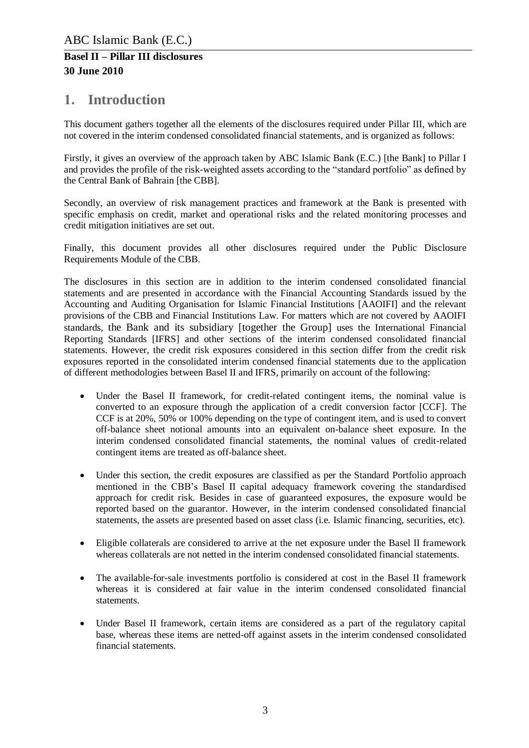# 1. Introduction

This document gathers together all the elements of the disclosures required under Pillar III, which are not covered in the interim condensed consolidated financial statements, and is organized as follows:

Firstly, it gives an overview of the approach taken by ABC Islamic Bank (E.C.) [the Bank] to Pillar I and provides the profile of the risk-weighted assets according to the "standard portfolio" as defined by the Central Bank of Bahrain [the CBB].

Secondly, an overview of risk management practices and framework at the Bank is presented with specific emphasis on credit, market and operational risks and the related monitoring processes and credit mitigation initiatives are set out.

Finally, this document provides all other disclosures required under the Public Disclosure Requirements Module of the CBB.

The disclosures in this section are in addition to the interim condensed consolidated financial statements and are presented in accordance with the Financial Accounting Standards issued by the Accounting and Auditing Organisation for Islamic Financial Institutions [AAOIFI] and the relevant provisions of the CBB and Financial Institutions Law. For matters which are not covered by AAOIFI standards, the Bank and its subsidiary [together the Group] uses the International Financial Reporting Standards [IFRS] and other sections of the interim condensed consolidated financial statements. However, the credit risk exposures considered in this section differ from the credit risk exposures reported in the consolidated interim condensed financial statements due to the application of different methodologies between Basel II and IFRS, primarily on account of the following:

- Under the Basel II framework, for credit-related contingent items, the nominal value is converted to an exposure through the application of a credit conversion factor [CCF]. The CCF is at 20%, 50% or 100% depending on the type of contingent item, and is used to convert off-balance sheet notional amounts into an equivalent on-balance sheet exposure. In the interim condensed consolidated financial statements, the nominal values of credit-related contingent items are treated as off-balance sheet.

- Under this section, the credit exposures are classified as per the Standard Portfolio approach mentioned in the CBB's Basel II capital adequacy framework covering the standardised approach for credit risk. Besides in case of guaranteed exposures, the exposure would be reported based on the guarantor. However, in the interim condensed consolidated financial statements, the assets are presented based on asset class (i.e. Islamic financing, securities, etc).

- Eligible collaterals are considered to arrive at the net exposure under the Basel II framework whereas collaterals are not netted in the interim condensed consolidated financial statements.

- The available-for-sale investments portfolio is considered at cost in the Basel II framework whereas it is considered at fair value in the interim condensed consolidated financial statements.

- Under Basel II framework, certain items are considered as a part of the regulatory capital base, whereas these items are netted-off against assets in the interim condensed consolidated financial statements.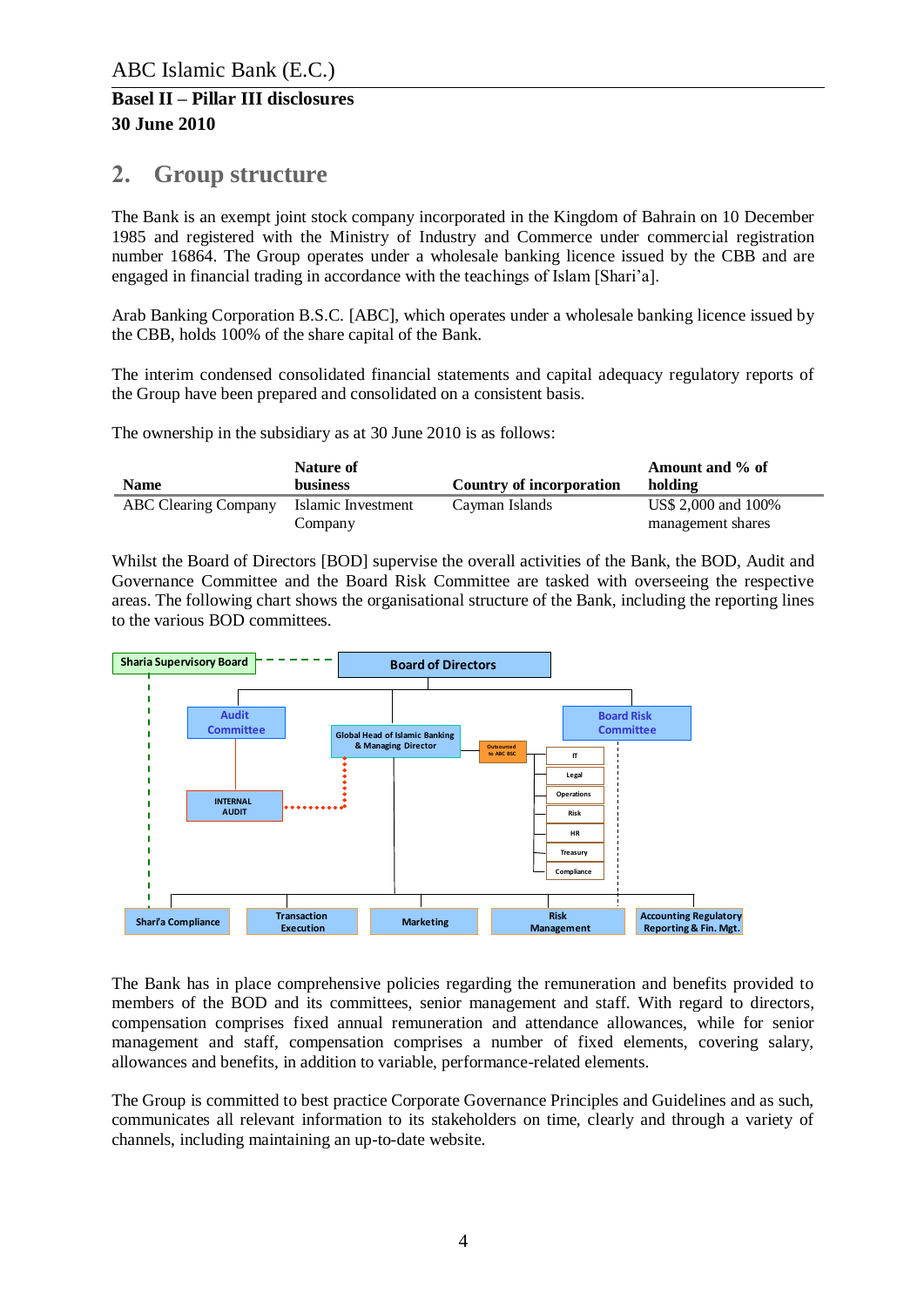## 2. Group structure

The Bank is an exempt joint stock company incorporated in the Kingdom of Bahrain on 10 December 1985 and registered with the Ministry of Industry and Commerce under commercial registration number 16864. The Group operates under a wholesale banking licence issued by the CBB and are engaged in financial trading in accordance with the teachings of Islam [Shari'a].

Arab Banking Corporation B.S.C. [ABC], which operates under a wholesale banking licence issued by the CBB, holds 100% of the share capital of the Bank.

The interim condensed consolidated financial statements and capital adequacy regulatory reports of the Group have been prepared and consolidated on a consistent basis.

The ownership in the subsidiary as at 30 June 2010 is as follows:

| Name | Nature of business | Country of incorporation | Amount and % of holding |
|---|---|---|---|
| ABC Clearing Company | Islamic Investment Company | Cayman Islands | US$ 2,000 and 100% management shares |

Whilst the Board of Directors [BOD] supervise the overall activities of the Bank, the BOD, Audit and Governance Committee and the Board Risk Committee are tasked with overseeing the respective areas. The following chart shows the organisational structure of the Bank, including the reporting lines to the various BOD committees.

Sharia Supervisory Board
Board of Directors
Audit Committee
Global Head of Islamic Banking & Managing Director
Board Risk Committee
Outsourced to ABC BSC
IT
Legal
Operations
Risk
HR
Treasury
Compliance
INTERNAL AUDIT
Shari'a Compliance
Transaction Execution
Marketing
Risk Management
Accounting Regulatory Reporting & Fin. Mgt.

The Bank has in place comprehensive policies regarding the remuneration and benefits provided to members of the BOD and its committees, senior management and staff. With regard to directors, compensation comprises fixed annual remuneration and attendance allowances, while for senior management and staff, compensation comprises a number of fixed elements, covering salary, allowances and benefits, in addition to variable, performance-related elements.

The Group is committed to best practice Corporate Governance Principles and Guidelines and as such, communicates all relevant information to its stakeholders on time, clearly and through a variety of channels, including maintaining an up-to-date website.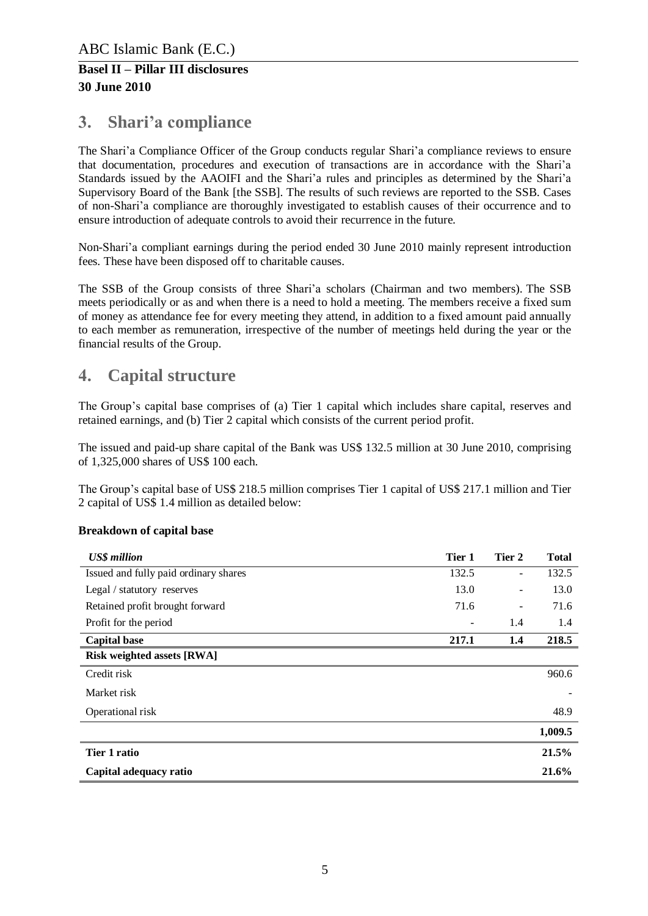## 3. Shari'a compliance

The Shari'a Compliance Officer of the Group conducts regular Shari'a compliance reviews to ensure that documentation, procedures and execution of transactions are in accordance with the Shari'a Standards issued by the AAOIFI and the Shari'a rules and principles as determined by the Shari'a Supervisory Board of the Bank [the SSB]. The results of such reviews are reported to the SSB. Cases of non-Shari'a compliance are thoroughly investigated to establish causes of their occurrence and to ensure introduction of adequate controls to avoid their recurrence in the future.

Non-Shari'a compliant earnings during the period ended 30 June 2010 mainly represent introduction fees. These have been disposed off to charitable causes.

The SSB of the Group consists of three Shari'a scholars (Chairman and two members). The SSB meets periodically or as and when there is a need to hold a meeting. The members receive a fixed sum of money as attendance fee for every meeting they attend, in addition to a fixed amount paid annually to each member as remuneration, irrespective of the number of meetings held during the year or the financial results of the Group.

## 4. Capital structure

The Group's capital base comprises of (a) Tier 1 capital which includes share capital, reserves and retained earnings, and (b) Tier 2 capital which consists of the current period profit.

The issued and paid-up share capital of the Bank was US$ 132.5 million at 30 June 2010, comprising of 1,325,000 shares of US$ 100 each.

The Group's capital base of US$ 218.5 million comprises Tier 1 capital of US$ 217.1 million and Tier 2 capital of US$ 1.4 million as detailed below:

**Breakdown of capital base**

| *US$ million* | Tier 1 | Tier 2 | Total |
|---|---|---|---|
| Issued and fully paid ordinary shares | 132.5 | - | 132.5 |
| Legal / statutory reserves | 13.0 | - | 13.0 |
| Retained profit brought forward | 71.6 | - | 71.6 |
| Profit for the period | - | 1.4 | 1.4 |
| **Capital base** | **217.1** | **1.4** | **218.5** |
| **Risk weighted assets [RWA]** | | | |
| Credit risk | | | 960.6 |
| Market risk | | | - |
| Operational risk | | | 48.9 |
| | | | **1,009.5** |
| **Tier 1 ratio** | | | **21.5%** |
| **Capital adequacy ratio** | | | **21.6%** |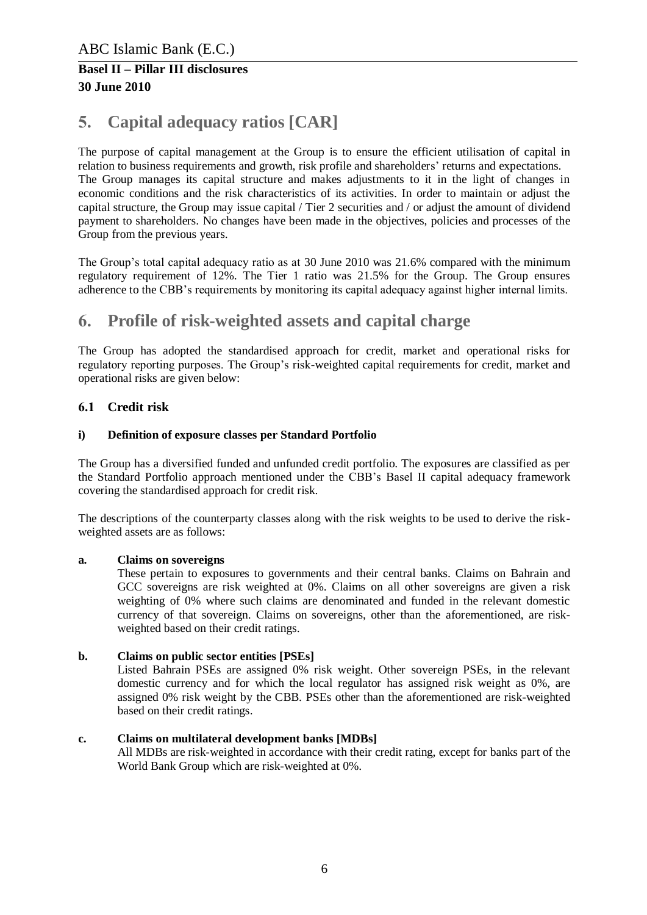# 5. Capital adequacy ratios [CAR]

The purpose of capital management at the Group is to ensure the efficient utilisation of capital in relation to business requirements and growth, risk profile and shareholders' returns and expectations. The Group manages its capital structure and makes adjustments to it in the light of changes in economic conditions and the risk characteristics of its activities. In order to maintain or adjust the capital structure, the Group may issue capital / Tier 2 securities and / or adjust the amount of dividend payment to shareholders. No changes have been made in the objectives, policies and processes of the Group from the previous years.

The Group's total capital adequacy ratio as at 30 June 2010 was 21.6% compared with the minimum regulatory requirement of 12%. The Tier 1 ratio was 21.5% for the Group. The Group ensures adherence to the CBB's requirements by monitoring its capital adequacy against higher internal limits.

# 6. Profile of risk-weighted assets and capital charge

The Group has adopted the standardised approach for credit, market and operational risks for regulatory reporting purposes. The Group's risk-weighted capital requirements for credit, market and operational risks are given below:

## 6.1 Credit risk

### i) Definition of exposure classes per Standard Portfolio

The Group has a diversified funded and unfunded credit portfolio. The exposures are classified as per the Standard Portfolio approach mentioned under the CBB's Basel II capital adequacy framework covering the standardised approach for credit risk.

The descriptions of the counterparty classes along with the risk weights to be used to derive the risk-weighted assets are as follows:

**a. Claims on sovereigns**

These pertain to exposures to governments and their central banks. Claims on Bahrain and GCC sovereigns are risk weighted at 0%. Claims on all other sovereigns are given a risk weighting of 0% where such claims are denominated and funded in the relevant domestic currency of that sovereign. Claims on sovereigns, other than the aforementioned, are risk-weighted based on their credit ratings.

**b. Claims on public sector entities [PSEs]**

Listed Bahrain PSEs are assigned 0% risk weight. Other sovereign PSEs, in the relevant domestic currency and for which the local regulator has assigned risk weight as 0%, are assigned 0% risk weight by the CBB. PSEs other than the aforementioned are risk-weighted based on their credit ratings.

**c. Claims on multilateral development banks [MDBs]**

All MDBs are risk-weighted in accordance with their credit rating, except for banks part of the World Bank Group which are risk-weighted at 0%.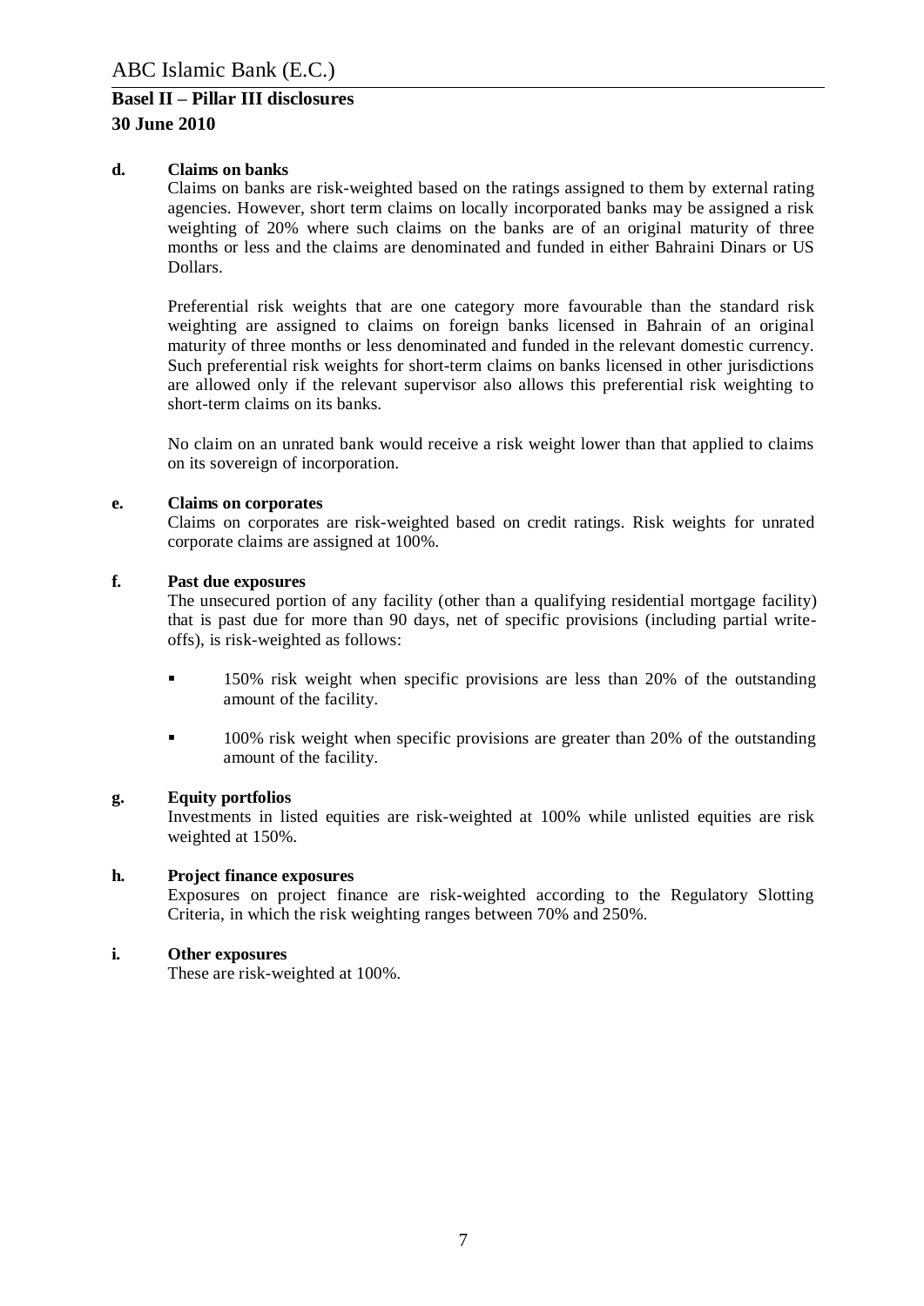**d. Claims on banks**

Claims on banks are risk-weighted based on the ratings assigned to them by external rating agencies. However, short term claims on locally incorporated banks may be assigned a risk weighting of 20% where such claims on the banks are of an original maturity of three months or less and the claims are denominated and funded in either Bahraini Dinars or US Dollars.

Preferential risk weights that are one category more favourable than the standard risk weighting are assigned to claims on foreign banks licensed in Bahrain of an original maturity of three months or less denominated and funded in the relevant domestic currency. Such preferential risk weights for short-term claims on banks licensed in other jurisdictions are allowed only if the relevant supervisor also allows this preferential risk weighting to short-term claims on its banks.

No claim on an unrated bank would receive a risk weight lower than that applied to claims on its sovereign of incorporation.

**e. Claims on corporates**

Claims on corporates are risk-weighted based on credit ratings. Risk weights for unrated corporate claims are assigned at 100%.

**f. Past due exposures**

The unsecured portion of any facility (other than a qualifying residential mortgage facility) that is past due for more than 90 days, net of specific provisions (including partial write-offs), is risk-weighted as follows:

- 150% risk weight when specific provisions are less than 20% of the outstanding amount of the facility.
- 100% risk weight when specific provisions are greater than 20% of the outstanding amount of the facility.

**g. Equity portfolios**

Investments in listed equities are risk-weighted at 100% while unlisted equities are risk weighted at 150%.

**h. Project finance exposures**

Exposures on project finance are risk-weighted according to the Regulatory Slotting Criteria, in which the risk weighting ranges between 70% and 250%.

**i. Other exposures**

These are risk-weighted at 100%.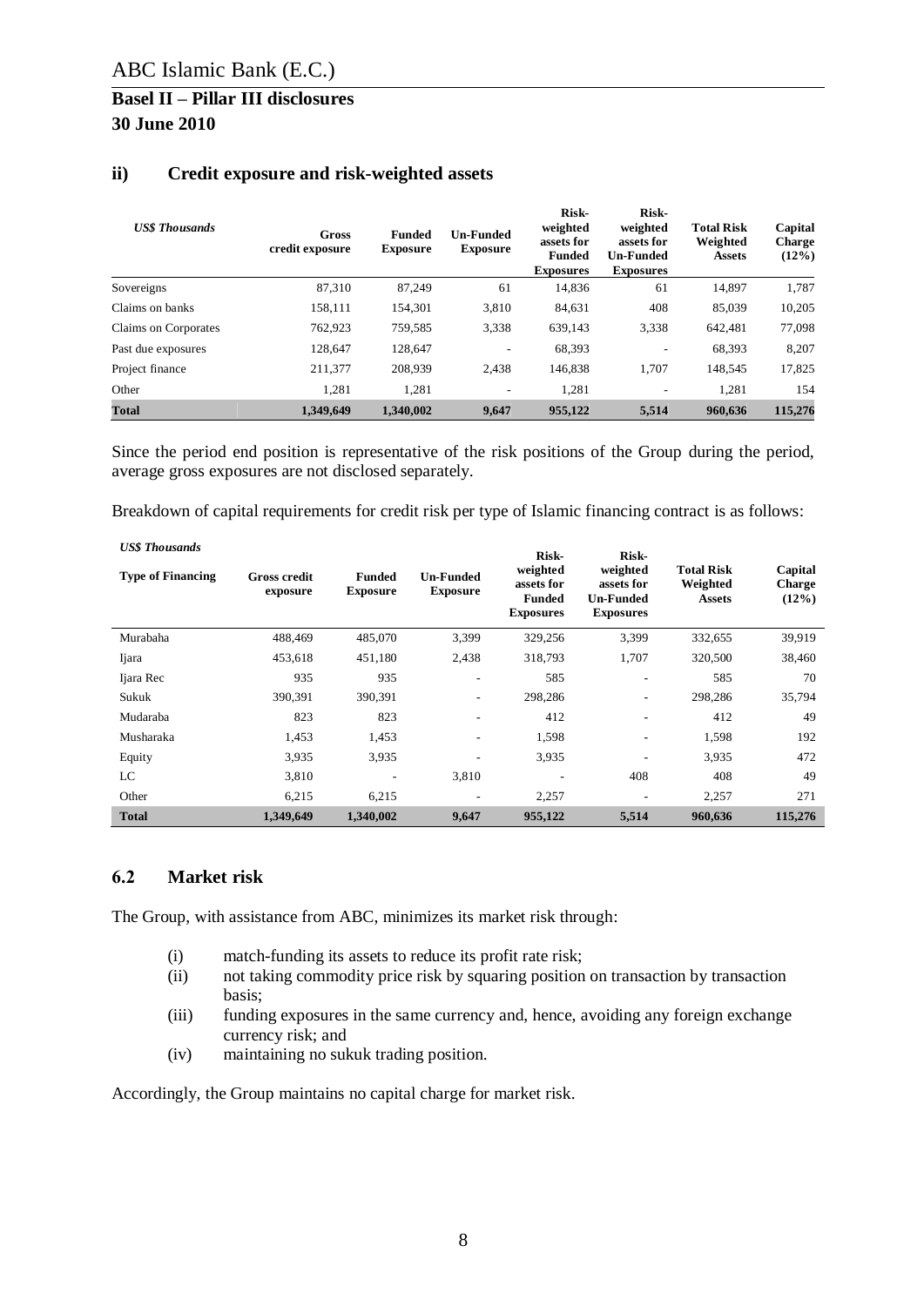### ii) Credit exposure and risk-weighted assets

| *US$ Thousands* | Gross credit exposure | Funded Exposure | Un-Funded Exposure | Risk-weighted assets for Funded Exposures | Risk-weighted assets for Un-Funded Exposures | Total Risk Weighted Assets | Capital Charge (12%) |
|---|---|---|---|---|---|---|---|
| Sovereigns | 87,310 | 87,249 | 61 | 14,836 | 61 | 14,897 | 1,787 |
| Claims on banks | 158,111 | 154,301 | 3,810 | 84,631 | 408 | 85,039 | 10,205 |
| Claims on Corporates | 762,923 | 759,585 | 3,338 | 639,143 | 3,338 | 642,481 | 77,098 |
| Past due exposures | 128,647 | 128,647 | - | 68,393 | - | 68,393 | 8,207 |
| Project finance | 211,377 | 208,939 | 2,438 | 146,838 | 1,707 | 148,545 | 17,825 |
| Other | 1,281 | 1,281 | - | 1,281 | - | 1,281 | 154 |
| **Total** | **1,349,649** | **1,340,002** | **9,647** | **955,122** | **5,514** | **960,636** | **115,276** |

Since the period end position is representative of the risk positions of the Group during the period, average gross exposures are not disclosed separately.

Breakdown of capital requirements for credit risk per type of Islamic financing contract is as follows:

*US$ Thousands*

| Type of Financing | Gross credit exposure | Funded Exposure | Un-Funded Exposure | Risk-weighted assets for Funded Exposures | Risk-weighted assets for Un-Funded Exposures | Total Risk Weighted Assets | Capital Charge (12%) |
|---|---|---|---|---|---|---|---|
| Murabaha | 488,469 | 485,070 | 3,399 | 329,256 | 3,399 | 332,655 | 39,919 |
| Ijara | 453,618 | 451,180 | 2,438 | 318,793 | 1,707 | 320,500 | 38,460 |
| Ijara Rec | 935 | 935 | - | 585 | - | 585 | 70 |
| Sukuk | 390,391 | 390,391 | - | 298,286 | - | 298,286 | 35,794 |
| Mudaraba | 823 | 823 | - | 412 | - | 412 | 49 |
| Musharaka | 1,453 | 1,453 | - | 1,598 | - | 1,598 | 192 |
| Equity | 3,935 | 3,935 | - | 3,935 | - | 3,935 | 472 |
| LC | 3,810 | - | 3,810 | - | 408 | 408 | 49 |
| Other | 6,215 | 6,215 | - | 2,257 | - | 2,257 | 271 |
| **Total** | **1,349,649** | **1,340,002** | **9,647** | **955,122** | **5,514** | **960,636** | **115,276** |

## 6.2 Market risk

The Group, with assistance from ABC, minimizes its market risk through:

(i) match-funding its assets to reduce its profit rate risk;
(ii) not taking commodity price risk by squaring position on transaction by transaction basis;
(iii) funding exposures in the same currency and, hence, avoiding any foreign exchange currency risk; and
(iv) maintaining no sukuk trading position.

Accordingly, the Group maintains no capital charge for market risk.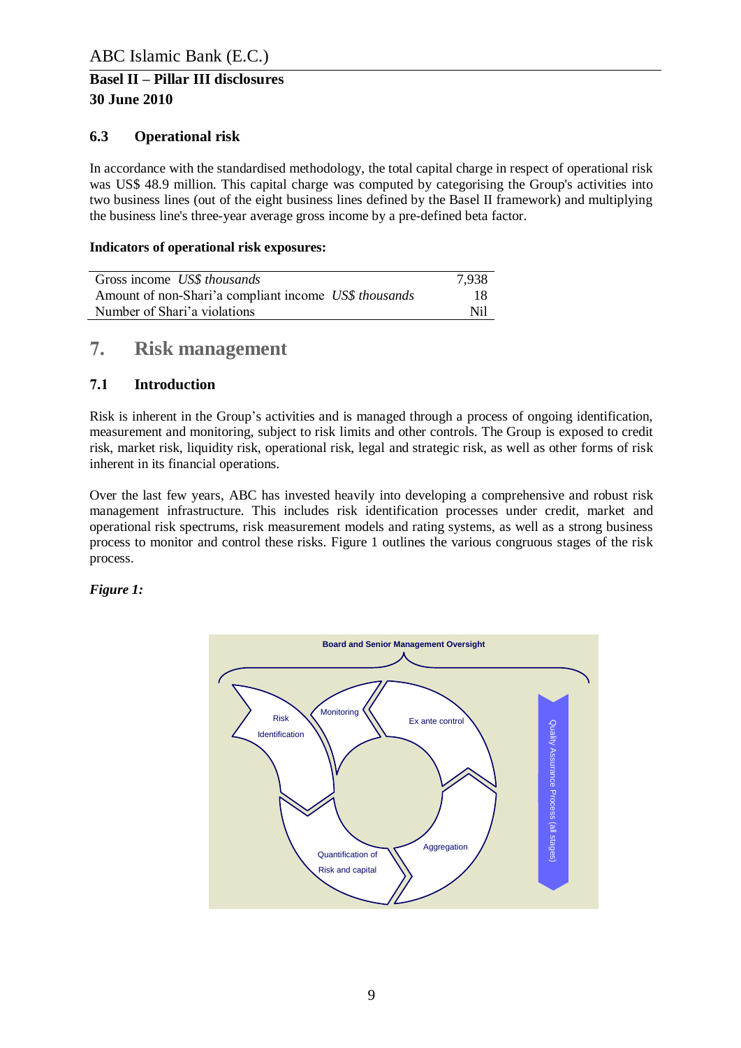### 6.3 Operational risk

In accordance with the standardised methodology, the total capital charge in respect of operational risk was US$ 48.9 million. This capital charge was computed by categorising the Group's activities into two business lines (out of the eight business lines defined by the Basel II framework) and multiplying the business line's three-year average gross income by a pre-defined beta factor.

**Indicators of operational risk exposures:**

| | |
|---|---|
| Gross income *US$ thousands* | 7,938 |
| Amount of non-Shari'a compliant income *US$ thousands* | 18 |
| Number of Shari'a violations | Nil |

## 7. Risk management

### 7.1 Introduction

Risk is inherent in the Group's activities and is managed through a process of ongoing identification, measurement and monitoring, subject to risk limits and other controls. The Group is exposed to credit risk, market risk, liquidity risk, operational risk, legal and strategic risk, as well as other forms of risk inherent in its financial operations.

Over the last few years, ABC has invested heavily into developing a comprehensive and robust risk management infrastructure. This includes risk identification processes under credit, market and operational risk spectrums, risk measurement models and rating systems, as well as a strong business process to monitor and control these risks. Figure 1 outlines the various congruous stages of the risk process.

***Figure 1:***

Board and Senior Management Oversight

Risk Identification → Monitoring → Ex ante control → Aggregation → Quantification of Risk and capital

Quality Assurance Process (all stages)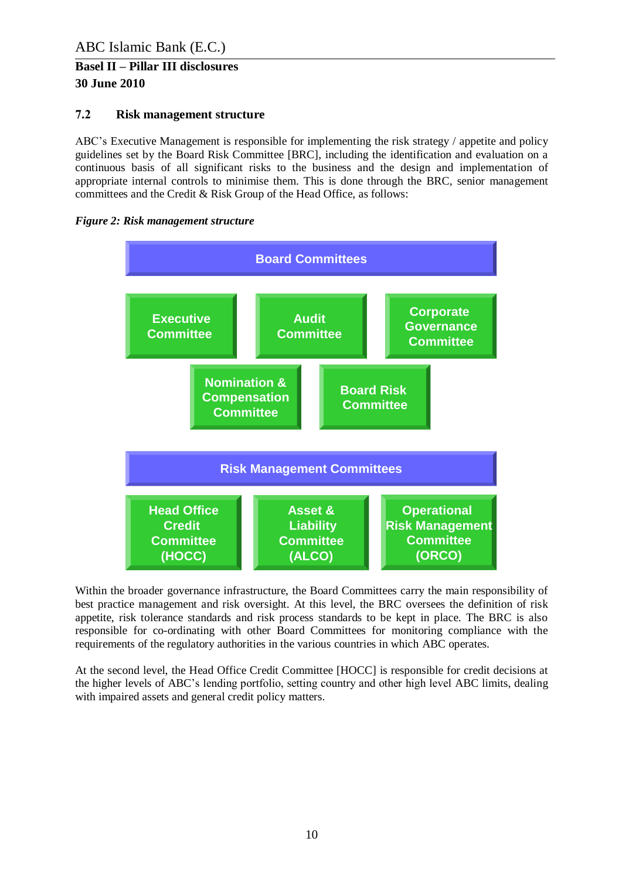## 7.2 Risk management structure

ABC's Executive Management is responsible for implementing the risk strategy / appetite and policy guidelines set by the Board Risk Committee [BRC], including the identification and evaluation on a continuous basis of all significant risks to the business and the design and implementation of appropriate internal controls to minimise them. This is done through the BRC, senior management committees and the Credit & Risk Group of the Head Office, as follows:

***Figure 2: Risk management structure***

**Board Committees**

- Executive Committee
- Audit Committee
- Corporate Governance Committee
- Nomination & Compensation Committee
- Board Risk Committee

**Risk Management Committees**

- Head Office Credit Committee (HOCC)
- Asset & Liability Committee (ALCO)
- Operational Risk Management Committee (ORCO)

Within the broader governance infrastructure, the Board Committees carry the main responsibility of best practice management and risk oversight. At this level, the BRC oversees the definition of risk appetite, risk tolerance standards and risk process standards to be kept in place. The BRC is also responsible for co-ordinating with other Board Committees for monitoring compliance with the requirements of the regulatory authorities in the various countries in which ABC operates.

At the second level, the Head Office Credit Committee [HOCC] is responsible for credit decisions at the higher levels of ABC's lending portfolio, setting country and other high level ABC limits, dealing with impaired assets and general credit policy matters.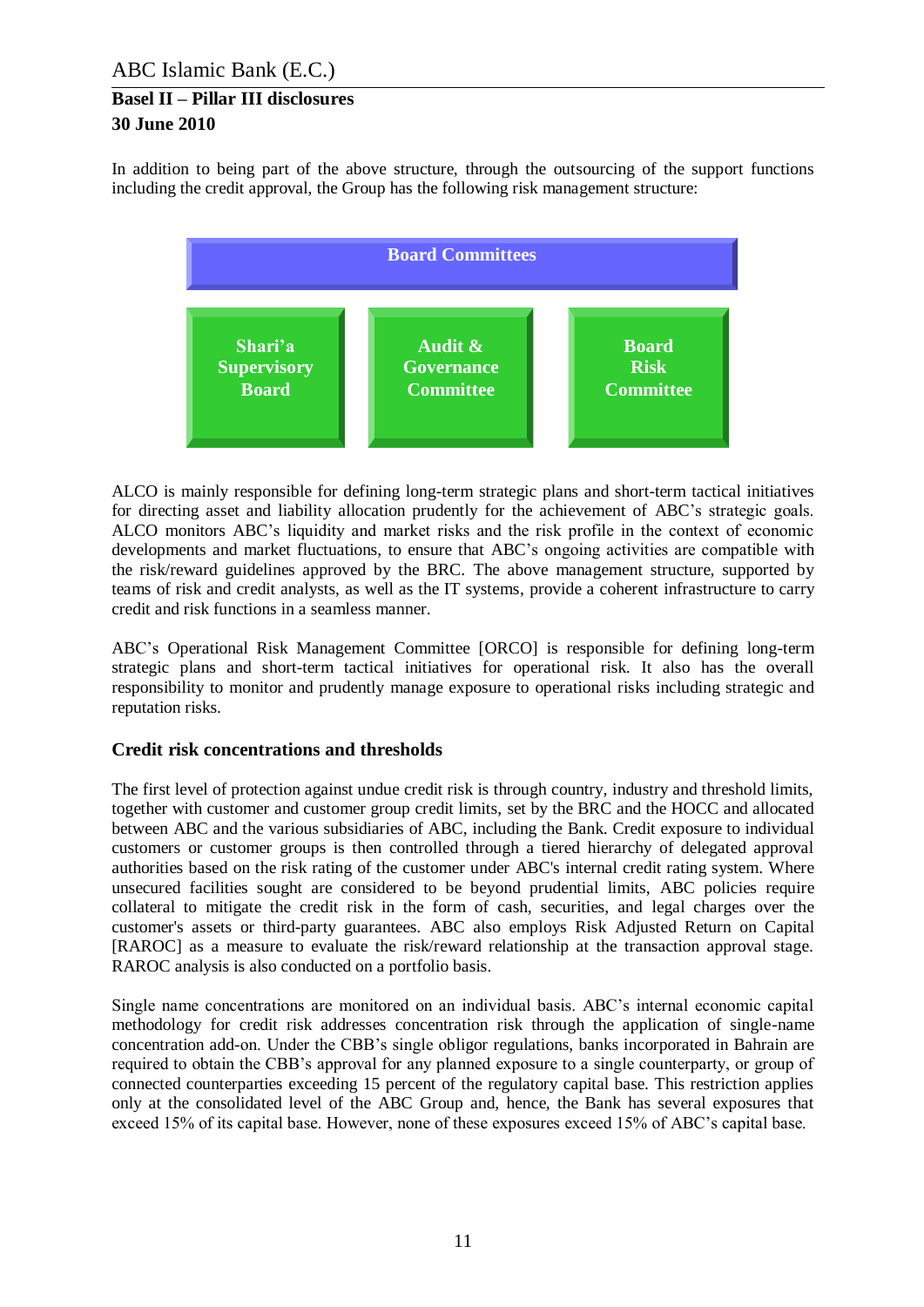In addition to being part of the above structure, through the outsourcing of the support functions including the credit approval, the Group has the following risk management structure:

**Board Committees**

- **Shari'a Supervisory Board**
- **Audit & Governance Committee**
- **Board Risk Committee**

ALCO is mainly responsible for defining long-term strategic plans and short-term tactical initiatives for directing asset and liability allocation prudently for the achievement of ABC's strategic goals. ALCO monitors ABC's liquidity and market risks and the risk profile in the context of economic developments and market fluctuations, to ensure that ABC's ongoing activities are compatible with the risk/reward guidelines approved by the BRC. The above management structure, supported by teams of risk and credit analysts, as well as the IT systems, provide a coherent infrastructure to carry credit and risk functions in a seamless manner.

ABC's Operational Risk Management Committee [ORCO] is responsible for defining long-term strategic plans and short-term tactical initiatives for operational risk. It also has the overall responsibility to monitor and prudently manage exposure to operational risks including strategic and reputation risks.

## Credit risk concentrations and thresholds

The first level of protection against undue credit risk is through country, industry and threshold limits, together with customer and customer group credit limits, set by the BRC and the HOCC and allocated between ABC and the various subsidiaries of ABC, including the Bank. Credit exposure to individual customers or customer groups is then controlled through a tiered hierarchy of delegated approval authorities based on the risk rating of the customer under ABC's internal credit rating system. Where unsecured facilities sought are considered to be beyond prudential limits, ABC policies require collateral to mitigate the credit risk in the form of cash, securities, and legal charges over the customer's assets or third-party guarantees. ABC also employs Risk Adjusted Return on Capital [RAROC] as a measure to evaluate the risk/reward relationship at the transaction approval stage. RAROC analysis is also conducted on a portfolio basis.

Single name concentrations are monitored on an individual basis. ABC's internal economic capital methodology for credit risk addresses concentration risk through the application of single-name concentration add-on. Under the CBB's single obligor regulations, banks incorporated in Bahrain are required to obtain the CBB's approval for any planned exposure to a single counterparty, or group of connected counterparties exceeding 15 percent of the regulatory capital base. This restriction applies only at the consolidated level of the ABC Group and, hence, the Bank has several exposures that exceed 15% of its capital base. However, none of these exposures exceed 15% of ABC's capital base.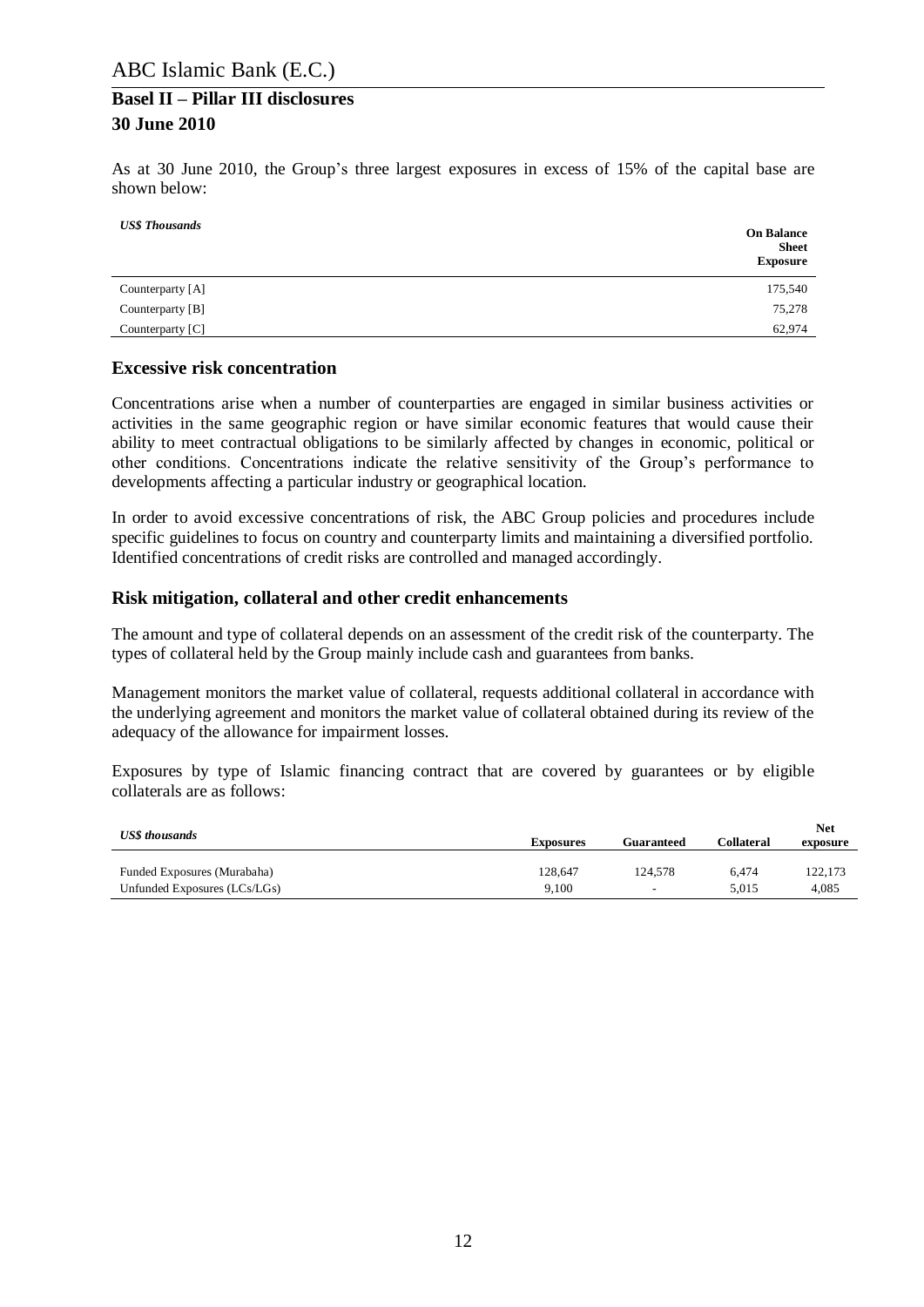As at 30 June 2010, the Group's three largest exposures in excess of 15% of the capital base are shown below:

| *US$ Thousands* | **On Balance Sheet Exposure** |
|---|---|
| Counterparty [A] | 175,540 |
| Counterparty [B] | 75,278 |
| Counterparty [C] | 62,974 |

## Excessive risk concentration

Concentrations arise when a number of counterparties are engaged in similar business activities or activities in the same geographic region or have similar economic features that would cause their ability to meet contractual obligations to be similarly affected by changes in economic, political or other conditions. Concentrations indicate the relative sensitivity of the Group's performance to developments affecting a particular industry or geographical location.

In order to avoid excessive concentrations of risk, the ABC Group policies and procedures include specific guidelines to focus on country and counterparty limits and maintaining a diversified portfolio. Identified concentrations of credit risks are controlled and managed accordingly.

## Risk mitigation, collateral and other credit enhancements

The amount and type of collateral depends on an assessment of the credit risk of the counterparty. The types of collateral held by the Group mainly include cash and guarantees from banks.

Management monitors the market value of collateral, requests additional collateral in accordance with the underlying agreement and monitors the market value of collateral obtained during its review of the adequacy of the allowance for impairment losses.

Exposures by type of Islamic financing contract that are covered by guarantees or by eligible collaterals are as follows:

| *US$ thousands* | **Exposures** | **Guaranteed** | **Collateral** | **Net exposure** |
|---|---|---|---|---|
| Funded Exposures (Murabaha) | 128,647 | 124,578 | 6,474 | 122,173 |
| Unfunded Exposures (LCs/LGs) | 9,100 | - | 5,015 | 4,085 |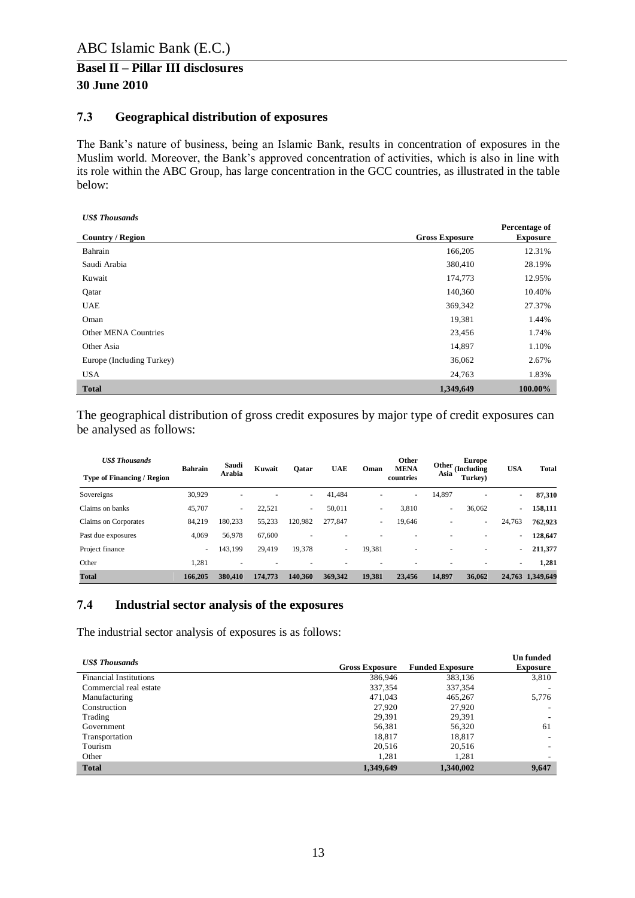## 7.3 Geographical distribution of exposures

The Bank's nature of business, being an Islamic Bank, results in concentration of exposures in the Muslim world. Moreover, the Bank's approved concentration of activities, which is also in line with its role within the ABC Group, has large concentration in the GCC countries, as illustrated in the table below:

*US$ Thousands*

| Country / Region | Gross Exposure | Percentage of Exposure |
|---|---|---|
| Bahrain | 166,205 | 12.31% |
| Saudi Arabia | 380,410 | 28.19% |
| Kuwait | 174,773 | 12.95% |
| Qatar | 140,360 | 10.40% |
| UAE | 369,342 | 27.37% |
| Oman | 19,381 | 1.44% |
| Other MENA Countries | 23,456 | 1.74% |
| Other Asia | 14,897 | 1.10% |
| Europe (Including Turkey) | 36,062 | 2.67% |
| USA | 24,763 | 1.83% |
| **Total** | **1,349,649** | **100.00%** |

The geographical distribution of gross credit exposures by major type of credit exposures can be analysed as follows:

| *US$ Thousands* Type of Financing / Region | Bahrain | Saudi Arabia | Kuwait | Qatar | UAE | Oman | Other MENA countries | Other Asia | Europe (Including Turkey) | USA | Total |
|---|---|---|---|---|---|---|---|---|---|---|---|
| Sovereigns | 30,929 | - | - | - | 41,484 | - | - | 14,897 | - | - | **87,310** |
| Claims on banks | 45,707 | - | 22,521 | - | 50,011 | - | 3,810 | - | 36,062 | - | **158,111** |
| Claims on Corporates | 84,219 | 180,233 | 55,233 | 120,982 | 277,847 | - | 19,646 | - | - | 24,763 | **762,923** |
| Past due exposures | 4,069 | 56,978 | 67,600 | - | - | - | - | - | - | - | **128,647** |
| Project finance | - | 143,199 | 29,419 | 19,378 | - | 19,381 | - | - | - | - | **211,377** |
| Other | 1,281 | - | - | - | - | - | - | - | - | - | **1,281** |
| **Total** | **166,205** | **380,410** | **174,773** | **140,360** | **369,342** | **19,381** | **23,456** | **14,897** | **36,062** | **24,763** | **1,349,649** |

## 7.4 Industrial sector analysis of the exposures

The industrial sector analysis of exposures is as follows:

| *US$ Thousands* | Gross Exposure | Funded Exposure | Un funded Exposure |
|---|---|---|---|
| Financial Institutions | 386,946 | 383,136 | 3,810 |
| Commercial real estate | 337,354 | 337,354 | - |
| Manufacturing | 471,043 | 465,267 | 5,776 |
| Construction | 27,920 | 27,920 | - |
| Trading | 29,391 | 29,391 | - |
| Government | 56,381 | 56,320 | 61 |
| Transportation | 18,817 | 18,817 | - |
| Tourism | 20,516 | 20,516 | - |
| Other | 1,281 | 1,281 | - |
| **Total** | **1,349,649** | **1,340,002** | **9,647** |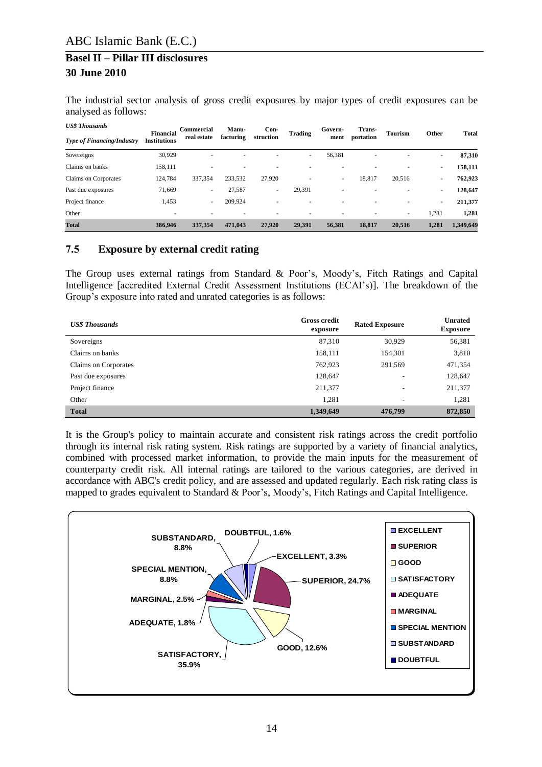The industrial sector analysis of gross credit exposures by major types of credit exposures can be analysed as follows:

| *US$ Thousands* *Type of Financing/Industry* | Financial Institutions | Commercial real estate | Manu-facturing | Con-struction | Trading | Govern-ment | Trans-portation | Tourism | Other | Total |
|---|---|---|---|---|---|---|---|---|---|---|
| Sovereigns | 30,929 | - | - | - | - | 56,381 | - | - | - | **87,310** |
| Claims on banks | 158,111 | - | - | - | - | - | - | - | - | **158,111** |
| Claims on Corporates | 124,784 | 337,354 | 233,532 | 27,920 | - | - | 18,817 | 20,516 | - | **762,923** |
| Past due exposures | 71,669 | - | 27,587 | - | 29,391 | - | - | - | - | **128,647** |
| Project finance | 1,453 | - | 209,924 | - | - | - | - | - | - | **211,377** |
| Other | - | - | - | - | - | - | - | - | 1,281 | **1,281** |
| **Total** | **386,946** | **337,354** | **471,043** | **27,920** | **29,391** | **56,381** | **18,817** | **20,516** | **1,281** | **1,349,649** |

## 7.5 Exposure by external credit rating

The Group uses external ratings from Standard & Poor's, Moody's, Fitch Ratings and Capital Intelligence [accredited External Credit Assessment Institutions (ECAI's)]. The breakdown of the Group's exposure into rated and unrated categories is as follows:

| *US$ Thousands* | Gross credit exposure | Rated Exposure | Unrated Exposure |
|---|---|---|---|
| Sovereigns | 87,310 | 30,929 | 56,381 |
| Claims on banks | 158,111 | 154,301 | 3,810 |
| Claims on Corporates | 762,923 | 291,569 | 471,354 |
| Past due exposures | 128,647 | - | 128,647 |
| Project finance | 211,377 | - | 211,377 |
| Other | 1,281 | - | 1,281 |
| **Total** | **1,349,649** | **476,799** | **872,850** |

It is the Group's policy to maintain accurate and consistent risk ratings across the credit portfolio through its internal risk rating system. Risk ratings are supported by a variety of financial analytics, combined with processed market information, to provide the main inputs for the measurement of counterparty credit risk. All internal ratings are tailored to the various categories, are derived in accordance with ABC's credit policy, and are assessed and updated regularly. Each risk rating class is mapped to grades equivalent to Standard & Poor's, Moody's, Fitch Ratings and Capital Intelligence.

| Rating | % |
|---|---|
| EXCELLENT | 3.3% |
| SUPERIOR | 24.7% |
| GOOD | 12.6% |
| SATISFACTORY | 35.9% |
| ADEQUATE | 1.8% |
| MARGINAL | 2.5% |
| SPECIAL MENTION | 8.8% |
| SUBSTANDARD | 8.8% |
| DOUBTFUL | 1.6% |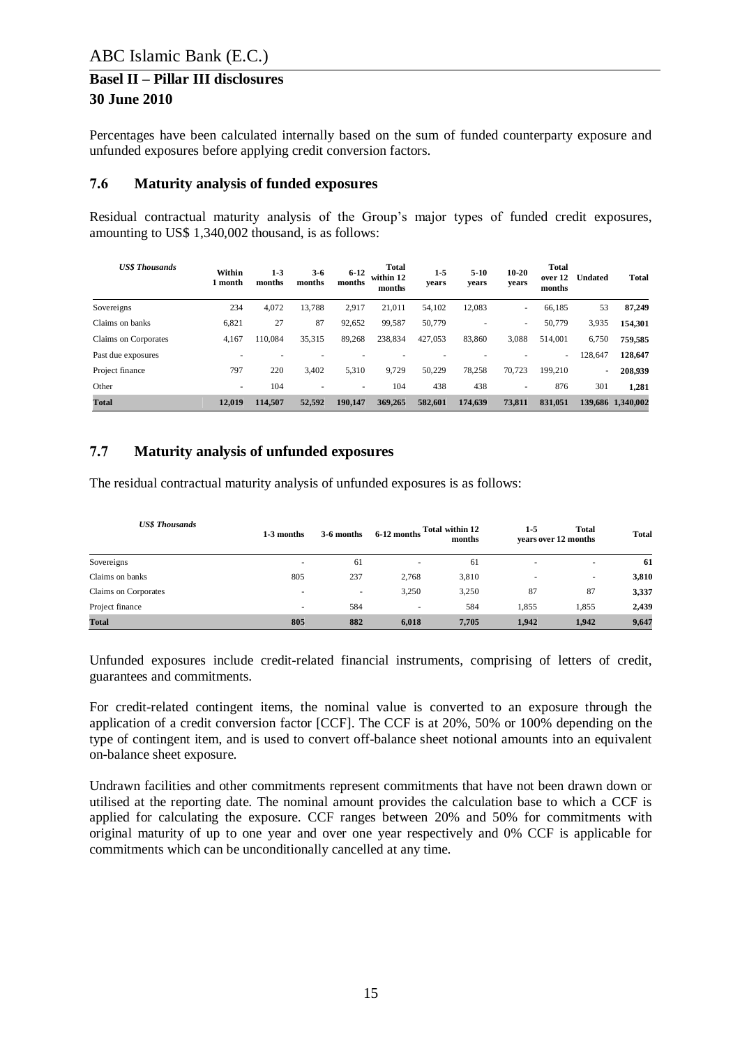Percentages have been calculated internally based on the sum of funded counterparty exposure and unfunded exposures before applying credit conversion factors.

## 7.6 Maturity analysis of funded exposures

Residual contractual maturity analysis of the Group's major types of funded credit exposures, amounting to US$ 1,340,002 thousand, is as follows:

| *US$ Thousands* | Within 1 month | 1-3 months | 3-6 months | 6-12 months | Total within 12 months | 1-5 years | 5-10 years | 10-20 years | Total over 12 months | Undated | Total |
|---|---|---|---|---|---|---|---|---|---|---|---|
| Sovereigns | 234 | 4,072 | 13,788 | 2,917 | 21,011 | 54,102 | 12,083 | - | 66,185 | 53 | **87,249** |
| Claims on banks | 6,821 | 27 | 87 | 92,652 | 99,587 | 50,779 | - | - | 50,779 | 3,935 | **154,301** |
| Claims on Corporates | 4,167 | 110,084 | 35,315 | 89,268 | 238,834 | 427,053 | 83,860 | 3,088 | 514,001 | 6,750 | **759,585** |
| Past due exposures | - | - | - | - | - | - | - | - | - | 128,647 | **128,647** |
| Project finance | 797 | 220 | 3,402 | 5,310 | 9,729 | 50,229 | 78,258 | 70,723 | 199,210 | - | **208,939** |
| Other | - | 104 | - | - | 104 | 438 | 438 | - | 876 | 301 | **1,281** |
| **Total** | **12,019** | **114,507** | **52,592** | **190,147** | **369,265** | **582,601** | **174,639** | **73,811** | **831,051** | **139,686** | **1,340,002** |

## 7.7 Maturity analysis of unfunded exposures

The residual contractual maturity analysis of unfunded exposures is as follows:

| *US$ Thousands* | 1-3 months | 3-6 months | 6-12 months | Total within 12 months | 1-5 years | Total over 12 months | Total |
|---|---|---|---|---|---|---|---|
| Sovereigns | - | 61 | - | 61 | - | - | **61** |
| Claims on banks | 805 | 237 | 2,768 | 3,810 | - | - | **3,810** |
| Claims on Corporates | - | - | 3,250 | 3,250 | 87 | 87 | **3,337** |
| Project finance | - | 584 | - | 584 | 1,855 | 1,855 | **2,439** |
| **Total** | **805** | **882** | **6,018** | **7,705** | **1,942** | **1,942** | **9,647** |

Unfunded exposures include credit-related financial instruments, comprising of letters of credit, guarantees and commitments.

For credit-related contingent items, the nominal value is converted to an exposure through the application of a credit conversion factor [CCF]. The CCF is at 20%, 50% or 100% depending on the type of contingent item, and is used to convert off-balance sheet notional amounts into an equivalent on-balance sheet exposure.

Undrawn facilities and other commitments represent commitments that have not been drawn down or utilised at the reporting date. The nominal amount provides the calculation base to which a CCF is applied for calculating the exposure. CCF ranges between 20% and 50% for commitments with original maturity of up to one year and over one year respectively and 0% CCF is applicable for commitments which can be unconditionally cancelled at any time.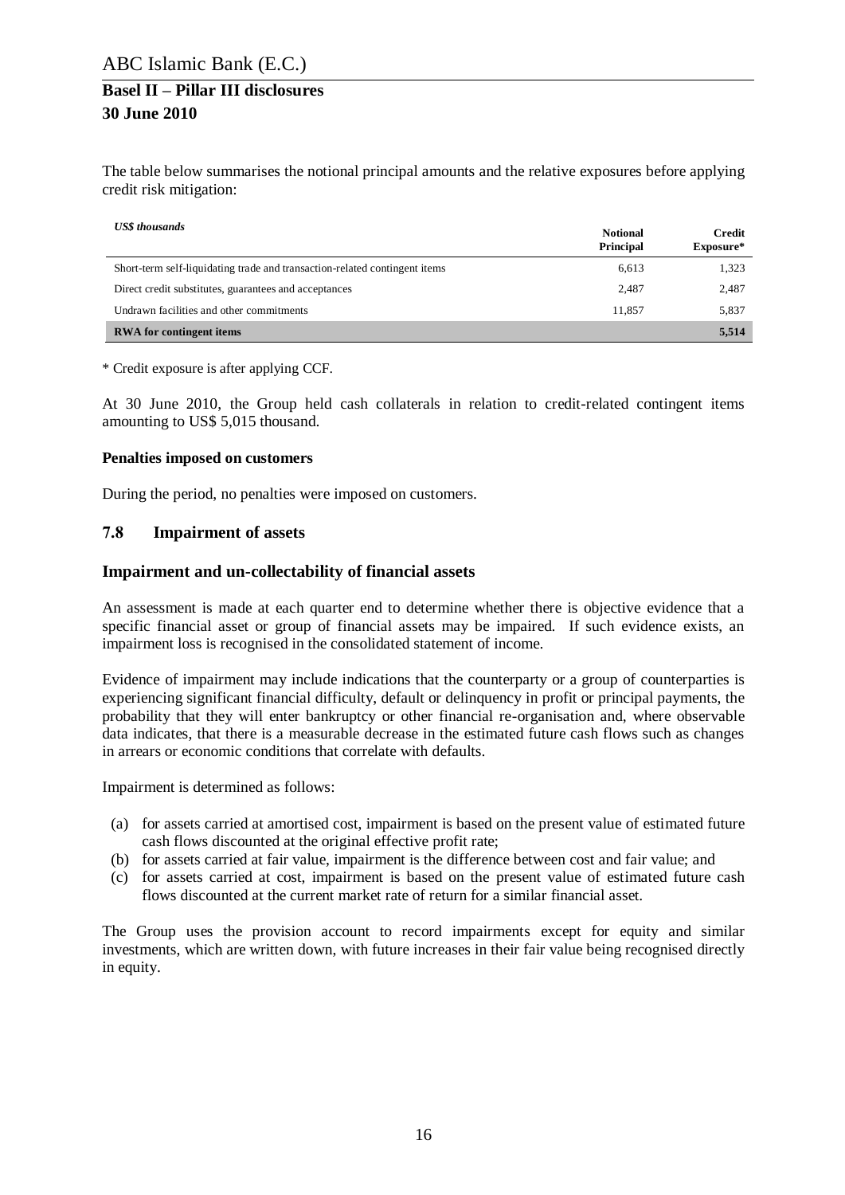The table below summarises the notional principal amounts and the relative exposures before applying credit risk mitigation:

| *US$ thousands* | **Notional Principal** | **Credit Exposure*** |
|---|---|---|
| Short-term self-liquidating trade and transaction-related contingent items | 6,613 | 1,323 |
| Direct credit substitutes, guarantees and acceptances | 2,487 | 2,487 |
| Undrawn facilities and other commitments | 11,857 | 5,837 |
| **RWA for contingent items** | | **5,514** |

* Credit exposure is after applying CCF.

At 30 June 2010, the Group held cash collaterals in relation to credit-related contingent items amounting to US$ 5,015 thousand.

**Penalties imposed on customers**

During the period, no penalties were imposed on customers.

## 7.8 Impairment of assets

### Impairment and un-collectability of financial assets

An assessment is made at each quarter end to determine whether there is objective evidence that a specific financial asset or group of financial assets may be impaired. If such evidence exists, an impairment loss is recognised in the consolidated statement of income.

Evidence of impairment may include indications that the counterparty or a group of counterparties is experiencing significant financial difficulty, default or delinquency in profit or principal payments, the probability that they will enter bankruptcy or other financial re-organisation and, where observable data indicates, that there is a measurable decrease in the estimated future cash flows such as changes in arrears or economic conditions that correlate with defaults.

Impairment is determined as follows:

(a) for assets carried at amortised cost, impairment is based on the present value of estimated future cash flows discounted at the original effective profit rate;
(b) for assets carried at fair value, impairment is the difference between cost and fair value; and
(c) for assets carried at cost, impairment is based on the present value of estimated future cash flows discounted at the current market rate of return for a similar financial asset.

The Group uses the provision account to record impairments except for equity and similar investments, which are written down, with future increases in their fair value being recognised directly in equity.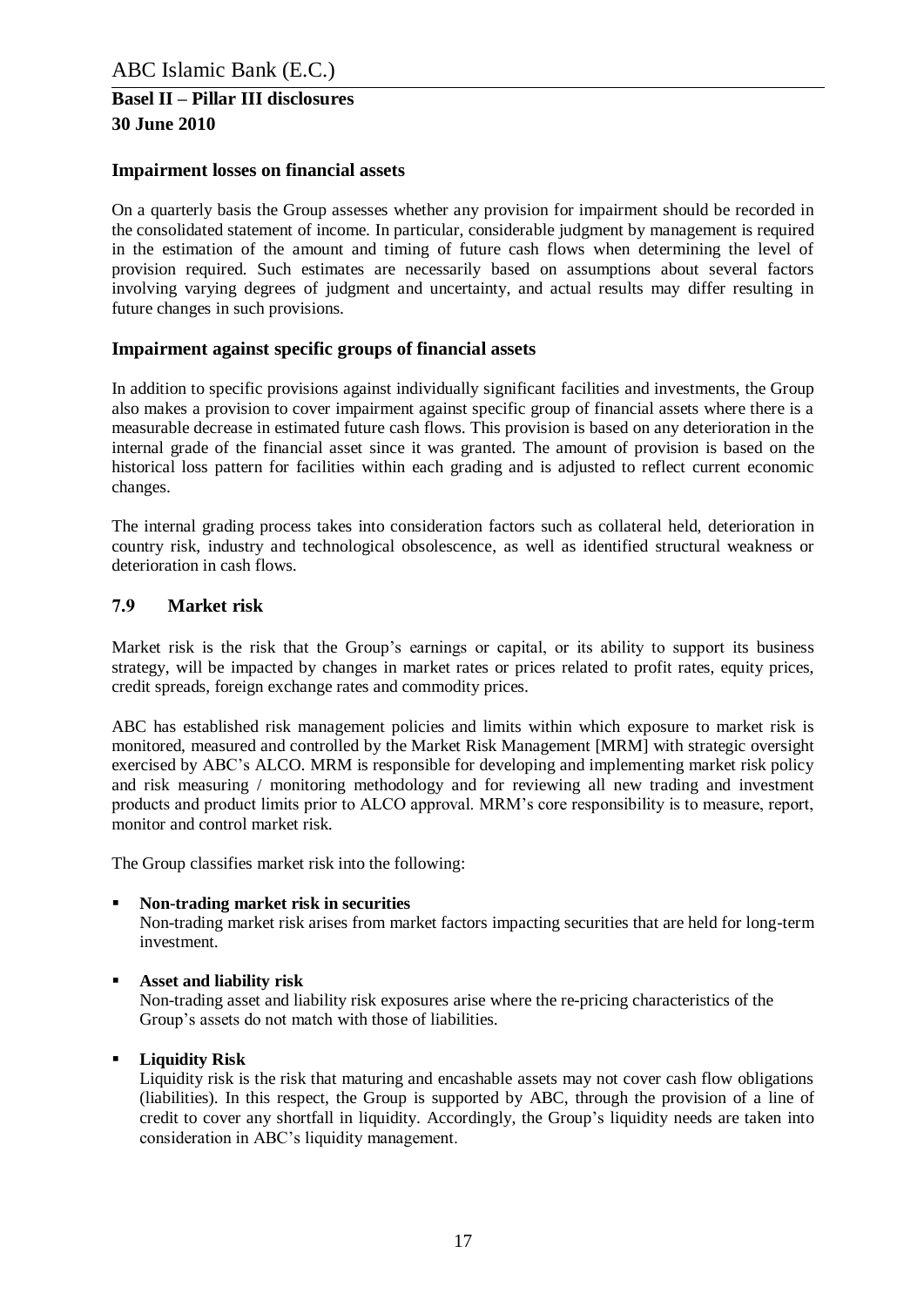### Impairment losses on financial assets

On a quarterly basis the Group assesses whether any provision for impairment should be recorded in the consolidated statement of income. In particular, considerable judgment by management is required in the estimation of the amount and timing of future cash flows when determining the level of provision required. Such estimates are necessarily based on assumptions about several factors involving varying degrees of judgment and uncertainty, and actual results may differ resulting in future changes in such provisions.

### Impairment against specific groups of financial assets

In addition to specific provisions against individually significant facilities and investments, the Group also makes a provision to cover impairment against specific group of financial assets where there is a measurable decrease in estimated future cash flows. This provision is based on any deterioration in the internal grade of the financial asset since it was granted. The amount of provision is based on the historical loss pattern for facilities within each grading and is adjusted to reflect current economic changes.

The internal grading process takes into consideration factors such as collateral held, deterioration in country risk, industry and technological obsolescence, as well as identified structural weakness or deterioration in cash flows.

## 7.9 Market risk

Market risk is the risk that the Group's earnings or capital, or its ability to support its business strategy, will be impacted by changes in market rates or prices related to profit rates, equity prices, credit spreads, foreign exchange rates and commodity prices.

ABC has established risk management policies and limits within which exposure to market risk is monitored, measured and controlled by the Market Risk Management [MRM] with strategic oversight exercised by ABC's ALCO. MRM is responsible for developing and implementing market risk policy and risk measuring / monitoring methodology and for reviewing all new trading and investment products and product limits prior to ALCO approval. MRM's core responsibility is to measure, report, monitor and control market risk.

The Group classifies market risk into the following:

- **Non-trading market risk in securities**
  Non-trading market risk arises from market factors impacting securities that are held for long-term investment.

- **Asset and liability risk**
  Non-trading asset and liability risk exposures arise where the re-pricing characteristics of the Group's assets do not match with those of liabilities.

- **Liquidity Risk**
  Liquidity risk is the risk that maturing and encashable assets may not cover cash flow obligations (liabilities). In this respect, the Group is supported by ABC, through the provision of a line of credit to cover any shortfall in liquidity. Accordingly, the Group's liquidity needs are taken into consideration in ABC's liquidity management.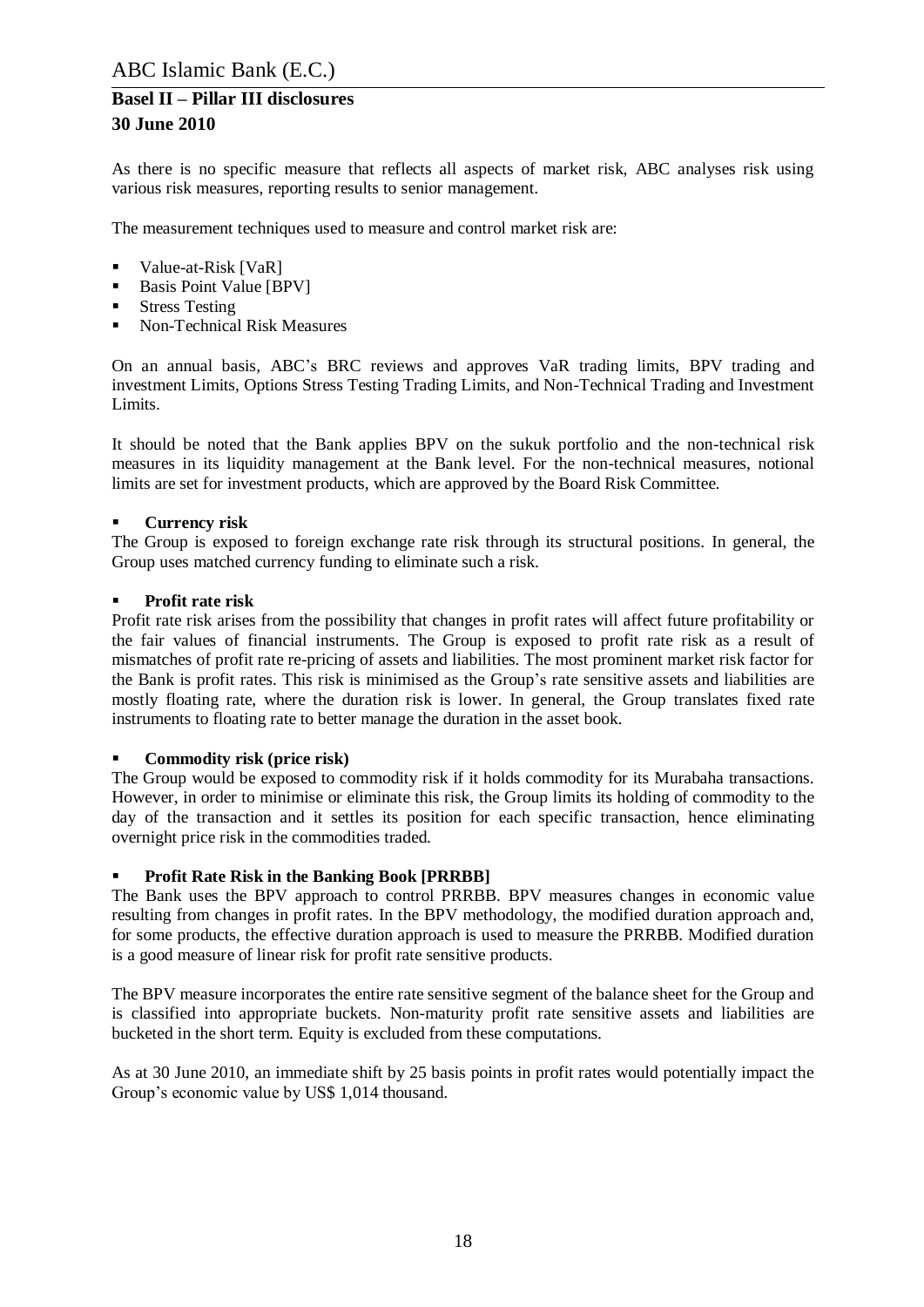As there is no specific measure that reflects all aspects of market risk, ABC analyses risk using various risk measures, reporting results to senior management.

The measurement techniques used to measure and control market risk are:

- Value-at-Risk [VaR]
- Basis Point Value [BPV]
- Stress Testing
- Non-Technical Risk Measures

On an annual basis, ABC's BRC reviews and approves VaR trading limits, BPV trading and investment Limits, Options Stress Testing Trading Limits, and Non-Technical Trading and Investment Limits.

It should be noted that the Bank applies BPV on the sukuk portfolio and the non-technical risk measures in its liquidity management at the Bank level. For the non-technical measures, notional limits are set for investment products, which are approved by the Board Risk Committee.

- **Currency risk**

The Group is exposed to foreign exchange rate risk through its structural positions. In general, the Group uses matched currency funding to eliminate such a risk.

- **Profit rate risk**

Profit rate risk arises from the possibility that changes in profit rates will affect future profitability or the fair values of financial instruments. The Group is exposed to profit rate risk as a result of mismatches of profit rate re-pricing of assets and liabilities. The most prominent market risk factor for the Bank is profit rates. This risk is minimised as the Group's rate sensitive assets and liabilities are mostly floating rate, where the duration risk is lower. In general, the Group translates fixed rate instruments to floating rate to better manage the duration in the asset book.

- **Commodity risk (price risk)**

The Group would be exposed to commodity risk if it holds commodity for its Murabaha transactions. However, in order to minimise or eliminate this risk, the Group limits its holding of commodity to the day of the transaction and it settles its position for each specific transaction, hence eliminating overnight price risk in the commodities traded.

- **Profit Rate Risk in the Banking Book [PRRBB]**

The Bank uses the BPV approach to control PRRBB. BPV measures changes in economic value resulting from changes in profit rates. In the BPV methodology, the modified duration approach and, for some products, the effective duration approach is used to measure the PRRBB. Modified duration is a good measure of linear risk for profit rate sensitive products.

The BPV measure incorporates the entire rate sensitive segment of the balance sheet for the Group and is classified into appropriate buckets. Non-maturity profit rate sensitive assets and liabilities are bucketed in the short term. Equity is excluded from these computations.

As at 30 June 2010, an immediate shift by 25 basis points in profit rates would potentially impact the Group's economic value by US$ 1,014 thousand.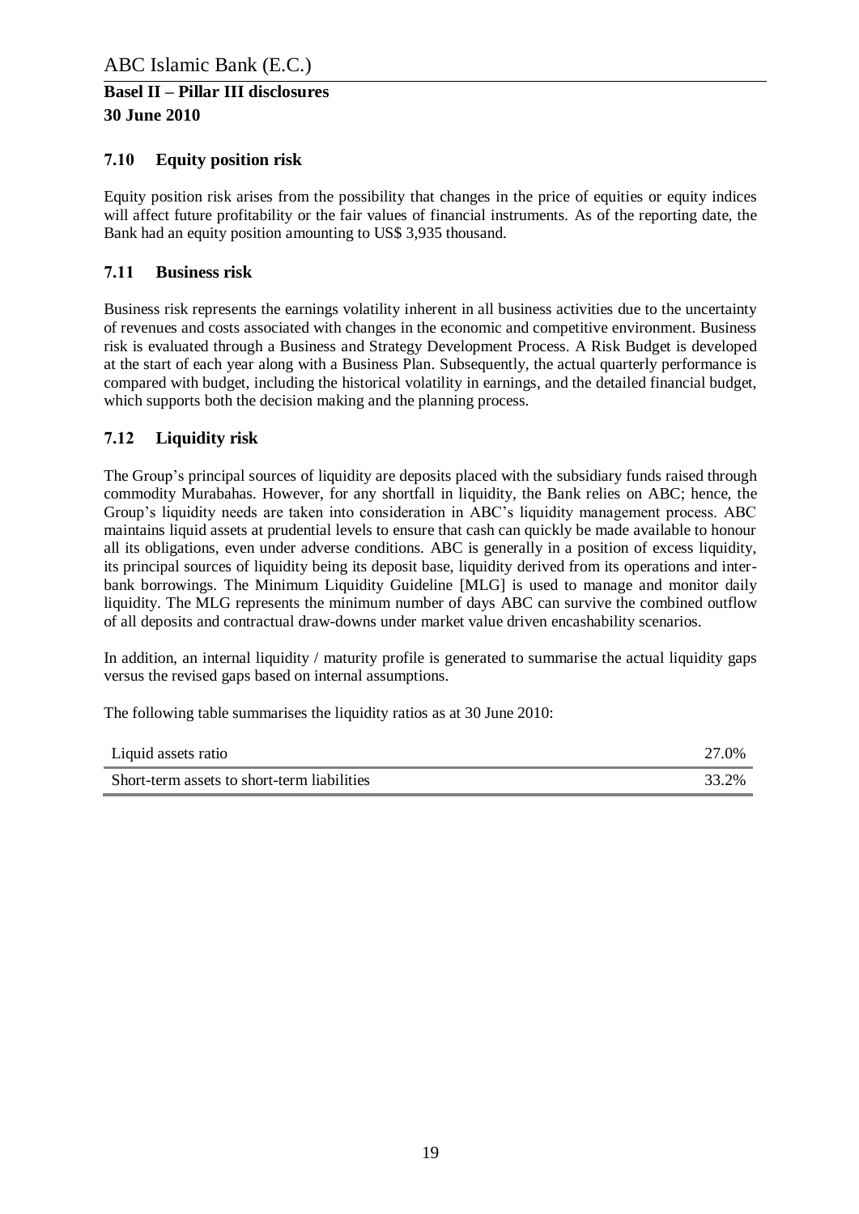## 7.10 Equity position risk

Equity position risk arises from the possibility that changes in the price of equities or equity indices will affect future profitability or the fair values of financial instruments. As of the reporting date, the Bank had an equity position amounting to US$ 3,935 thousand.

## 7.11 Business risk

Business risk represents the earnings volatility inherent in all business activities due to the uncertainty of revenues and costs associated with changes in the economic and competitive environment. Business risk is evaluated through a Business and Strategy Development Process. A Risk Budget is developed at the start of each year along with a Business Plan. Subsequently, the actual quarterly performance is compared with budget, including the historical volatility in earnings, and the detailed financial budget, which supports both the decision making and the planning process.

## 7.12 Liquidity risk

The Group's principal sources of liquidity are deposits placed with the subsidiary funds raised through commodity Murabahas. However, for any shortfall in liquidity, the Bank relies on ABC; hence, the Group's liquidity needs are taken into consideration in ABC's liquidity management process. ABC maintains liquid assets at prudential levels to ensure that cash can quickly be made available to honour all its obligations, even under adverse conditions. ABC is generally in a position of excess liquidity, its principal sources of liquidity being its deposit base, liquidity derived from its operations and inter-bank borrowings. The Minimum Liquidity Guideline [MLG] is used to manage and monitor daily liquidity. The MLG represents the minimum number of days ABC can survive the combined outflow of all deposits and contractual draw-downs under market value driven encashability scenarios.

In addition, an internal liquidity / maturity profile is generated to summarise the actual liquidity gaps versus the revised gaps based on internal assumptions.

The following table summarises the liquidity ratios as at 30 June 2010:

| | |
|---|---|
| Liquid assets ratio | 27.0% |
| Short-term assets to short-term liabilities | 33.2% |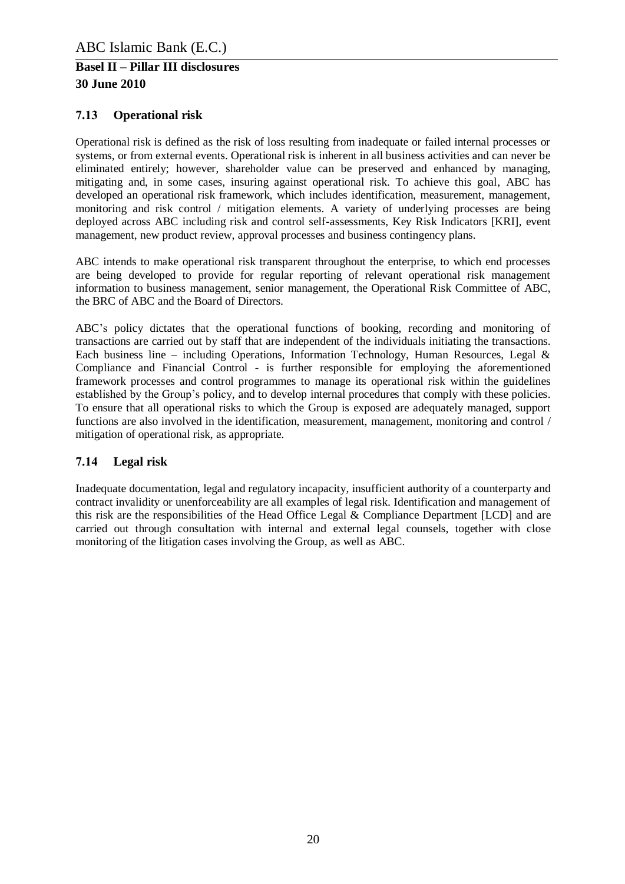## 7.13 Operational risk

Operational risk is defined as the risk of loss resulting from inadequate or failed internal processes or systems, or from external events. Operational risk is inherent in all business activities and can never be eliminated entirely; however, shareholder value can be preserved and enhanced by managing, mitigating and, in some cases, insuring against operational risk. To achieve this goal, ABC has developed an operational risk framework, which includes identification, measurement, management, monitoring and risk control / mitigation elements. A variety of underlying processes are being deployed across ABC including risk and control self-assessments, Key Risk Indicators [KRI], event management, new product review, approval processes and business contingency plans.

ABC intends to make operational risk transparent throughout the enterprise, to which end processes are being developed to provide for regular reporting of relevant operational risk management information to business management, senior management, the Operational Risk Committee of ABC, the BRC of ABC and the Board of Directors.

ABC's policy dictates that the operational functions of booking, recording and monitoring of transactions are carried out by staff that are independent of the individuals initiating the transactions. Each business line – including Operations, Information Technology, Human Resources, Legal & Compliance and Financial Control - is further responsible for employing the aforementioned framework processes and control programmes to manage its operational risk within the guidelines established by the Group's policy, and to develop internal procedures that comply with these policies. To ensure that all operational risks to which the Group is exposed are adequately managed, support functions are also involved in the identification, measurement, management, monitoring and control / mitigation of operational risk, as appropriate.

## 7.14 Legal risk

Inadequate documentation, legal and regulatory incapacity, insufficient authority of a counterparty and contract invalidity or unenforceability are all examples of legal risk. Identification and management of this risk are the responsibilities of the Head Office Legal & Compliance Department [LCD] and are carried out through consultation with internal and external legal counsels, together with close monitoring of the litigation cases involving the Group, as well as ABC.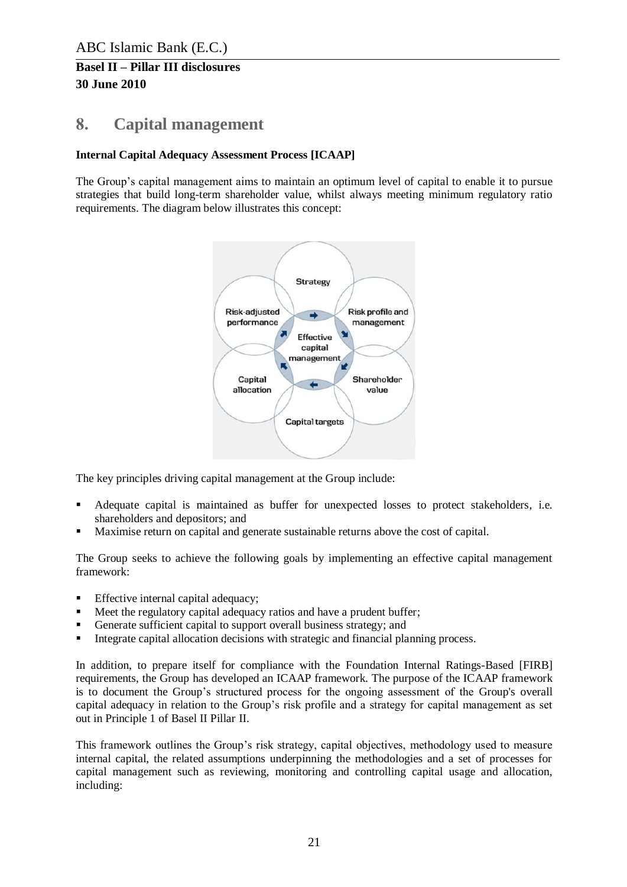# 8. Capital management

**Internal Capital Adequacy Assessment Process [ICAAP]**

The Group's capital management aims to maintain an optimum level of capital to enable it to pursue strategies that build long-term shareholder value, whilst always meeting minimum regulatory ratio requirements. The diagram below illustrates this concept:

Strategy

Risk-adjusted performance

Risk profile and management

Effective capital management

Capital allocation

Shareholder value

Capital targets

The key principles driving capital management at the Group include:

- Adequate capital is maintained as buffer for unexpected losses to protect stakeholders, i.e. shareholders and depositors; and
- Maximise return on capital and generate sustainable returns above the cost of capital.

The Group seeks to achieve the following goals by implementing an effective capital management framework:

- Effective internal capital adequacy;
- Meet the regulatory capital adequacy ratios and have a prudent buffer;
- Generate sufficient capital to support overall business strategy; and
- Integrate capital allocation decisions with strategic and financial planning process.

In addition, to prepare itself for compliance with the Foundation Internal Ratings-Based [FIRB] requirements, the Group has developed an ICAAP framework. The purpose of the ICAAP framework is to document the Group's structured process for the ongoing assessment of the Group's overall capital adequacy in relation to the Group's risk profile and a strategy for capital management as set out in Principle 1 of Basel II Pillar II.

This framework outlines the Group's risk strategy, capital objectives, methodology used to measure internal capital, the related assumptions underpinning the methodologies and a set of processes for capital management such as reviewing, monitoring and controlling capital usage and allocation, including: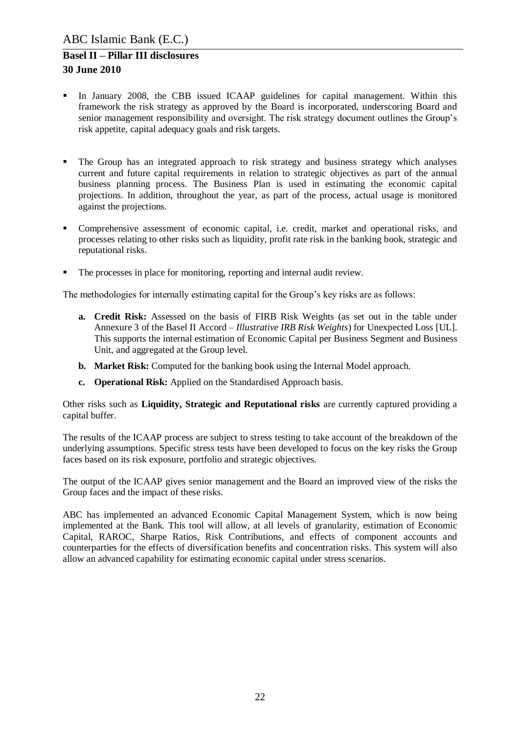- In January 2008, the CBB issued ICAAP guidelines for capital management. Within this framework the risk strategy as approved by the Board is incorporated, underscoring Board and senior management responsibility and oversight. The risk strategy document outlines the Group's risk appetite, capital adequacy goals and risk targets.

- The Group has an integrated approach to risk strategy and business strategy which analyses current and future capital requirements in relation to strategic objectives as part of the annual business planning process. The Business Plan is used in estimating the economic capital projections. In addition, throughout the year, as part of the process, actual usage is monitored against the projections.

- Comprehensive assessment of economic capital, i.e. credit, market and operational risks, and processes relating to other risks such as liquidity, profit rate risk in the banking book, strategic and reputational risks.

- The processes in place for monitoring, reporting and internal audit review.

The methodologies for internally estimating capital for the Group's key risks are as follows:

**a. Credit Risk:** Assessed on the basis of FIRB Risk Weights (as set out in the table under Annexure 3 of the Basel II Accord – *Illustrative IRB Risk Weights*) for Unexpected Loss [UL]. This supports the internal estimation of Economic Capital per Business Segment and Business Unit, and aggregated at the Group level.

**b. Market Risk:** Computed for the banking book using the Internal Model approach.

**c. Operational Risk:** Applied on the Standardised Approach basis.

Other risks such as **Liquidity, Strategic and Reputational risks** are currently captured providing a capital buffer.

The results of the ICAAP process are subject to stress testing to take account of the breakdown of the underlying assumptions. Specific stress tests have been developed to focus on the key risks the Group faces based on its risk exposure, portfolio and strategic objectives.

The output of the ICAAP gives senior management and the Board an improved view of the risks the Group faces and the impact of these risks.

ABC has implemented an advanced Economic Capital Management System, which is now being implemented at the Bank. This tool will allow, at all levels of granularity, estimation of Economic Capital, RAROC, Sharpe Ratios, Risk Contributions, and effects of component accounts and counterparties for the effects of diversification benefits and concentration risks. This system will also allow an advanced capability for estimating economic capital under stress scenarios.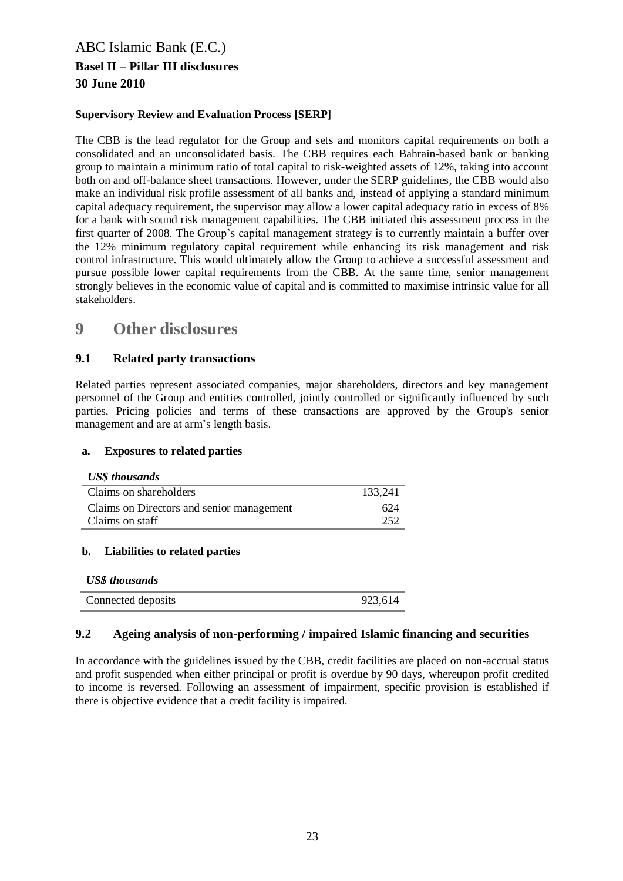**Supervisory Review and Evaluation Process [SERP]**

The CBB is the lead regulator for the Group and sets and monitors capital requirements on both a consolidated and an unconsolidated basis. The CBB requires each Bahrain-based bank or banking group to maintain a minimum ratio of total capital to risk-weighted assets of 12%, taking into account both on and off-balance sheet transactions. However, under the SERP guidelines, the CBB would also make an individual risk profile assessment of all banks and, instead of applying a standard minimum capital adequacy requirement, the supervisor may allow a lower capital adequacy ratio in excess of 8% for a bank with sound risk management capabilities. The CBB initiated this assessment process in the first quarter of 2008. The Group's capital management strategy is to currently maintain a buffer over the 12% minimum regulatory capital requirement while enhancing its risk management and risk control infrastructure. This would ultimately allow the Group to achieve a successful assessment and pursue possible lower capital requirements from the CBB. At the same time, senior management strongly believes in the economic value of capital and is committed to maximise intrinsic value for all stakeholders.

# 9 Other disclosures

## 9.1 Related party transactions

Related parties represent associated companies, major shareholders, directors and key management personnel of the Group and entities controlled, jointly controlled or significantly influenced by such parties. Pricing policies and terms of these transactions are approved by the Group's senior management and are at arm's length basis.

### a. Exposures to related parties

| *US$ thousands* | |
|---|---|
| Claims on shareholders | 133,241 |
| Claims on Directors and senior management | 624 |
| Claims on staff | 252 |

### b. Liabilities to related parties

| *US$ thousands* | |
|---|---|
| Connected deposits | 923,614 |

## 9.2 Ageing analysis of non-performing / impaired Islamic financing and securities

In accordance with the guidelines issued by the CBB, credit facilities are placed on non-accrual status and profit suspended when either principal or profit is overdue by 90 days, whereupon profit credited to income is reversed. Following an assessment of impairment, specific provision is established if there is objective evidence that a credit facility is impaired.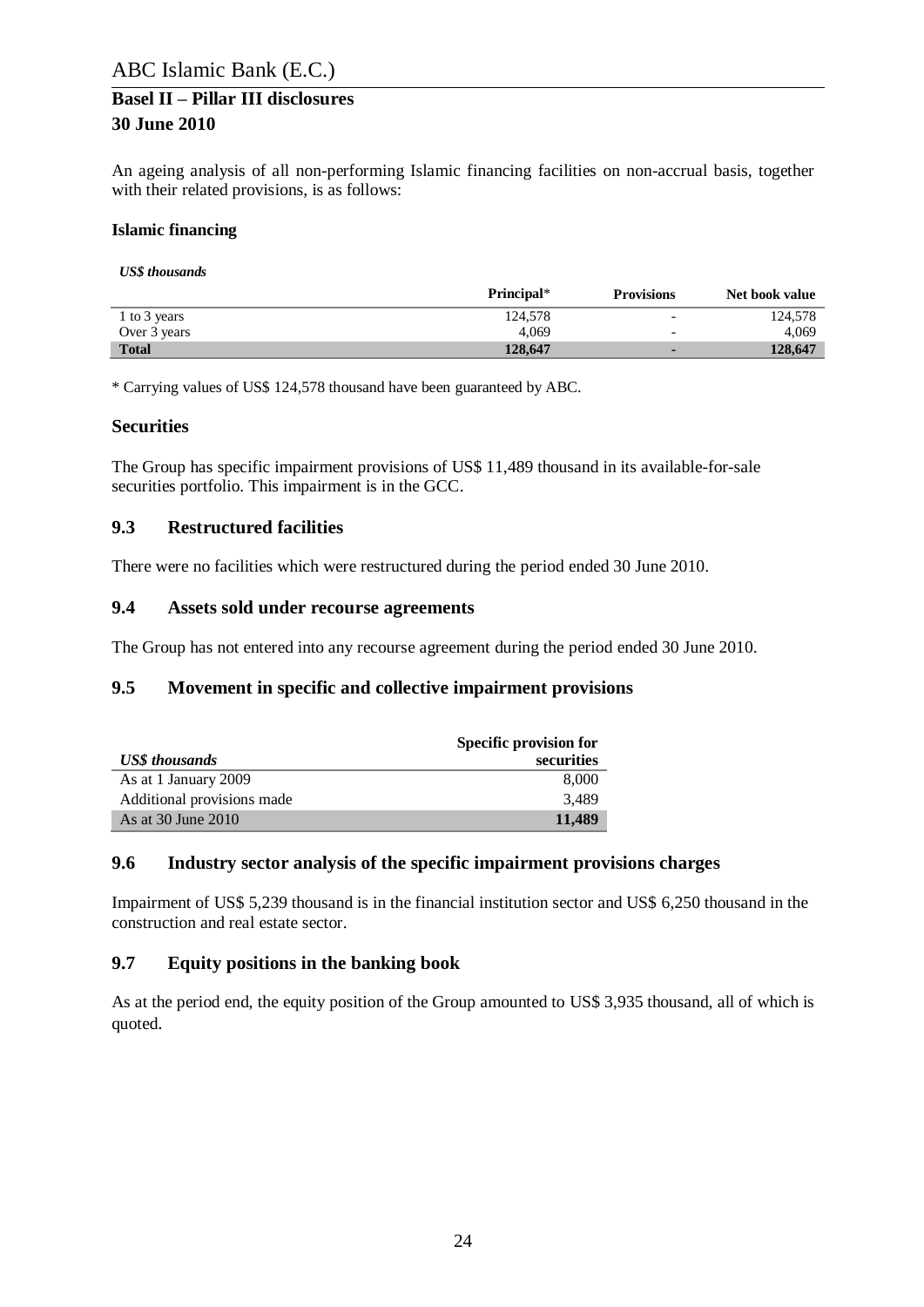An ageing analysis of all non-performing Islamic financing facilities on non-accrual basis, together with their related provisions, is as follows:

**Islamic financing**

| *US$ thousands* | Principal* | Provisions | Net book value |
|---|---|---|---|
| 1 to 3 years | 124,578 | - | 124,578 |
| Over 3 years | 4,069 | - | 4,069 |
| **Total** | **128,647** | **-** | **128,647** |

* Carrying values of US$ 124,578 thousand have been guaranteed by ABC.

### Securities

The Group has specific impairment provisions of US$ 11,489 thousand in its available-for-sale securities portfolio. This impairment is in the GCC.

### 9.3 Restructured facilities

There were no facilities which were restructured during the period ended 30 June 2010.

### 9.4 Assets sold under recourse agreements

The Group has not entered into any recourse agreement during the period ended 30 June 2010.

### 9.5 Movement in specific and collective impairment provisions

| *US$ thousands* | Specific provision for securities |
|---|---|
| As at 1 January 2009 | 8,000 |
| Additional provisions made | 3,489 |
| As at 30 June 2010 | **11,489** |

### 9.6 Industry sector analysis of the specific impairment provisions charges

Impairment of US$ 5,239 thousand is in the financial institution sector and US$ 6,250 thousand in the construction and real estate sector.

### 9.7 Equity positions in the banking book

As at the period end, the equity position of the Group amounted to US$ 3,935 thousand, all of which is quoted.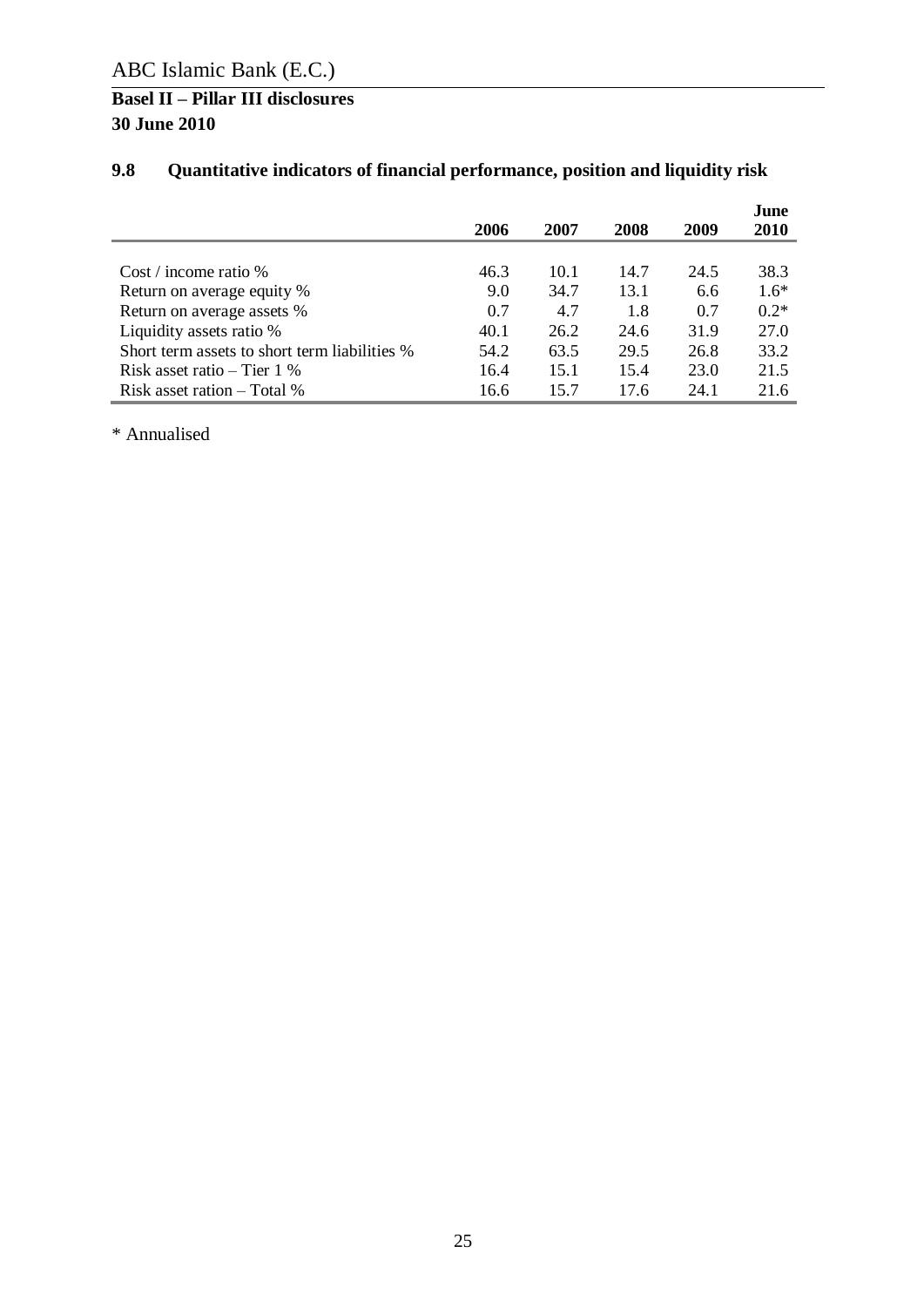## 9.8 Quantitative indicators of financial performance, position and liquidity risk

| | 2006 | 2007 | 2008 | 2009 | June 2010 |
|---|---|---|---|---|---|
| Cost / income ratio % | 46.3 | 10.1 | 14.7 | 24.5 | 38.3 |
| Return on average equity % | 9.0 | 34.7 | 13.1 | 6.6 | 1.6* |
| Return on average assets % | 0.7 | 4.7 | 1.8 | 0.7 | 0.2* |
| Liquidity assets ratio % | 40.1 | 26.2 | 24.6 | 31.9 | 27.0 |
| Short term assets to short term liabilities % | 54.2 | 63.5 | 29.5 | 26.8 | 33.2 |
| Risk asset ratio – Tier 1 % | 16.4 | 15.1 | 15.4 | 23.0 | 21.5 |
| Risk asset ration – Total % | 16.6 | 15.7 | 17.6 | 24.1 | 21.6 |

* Annualised